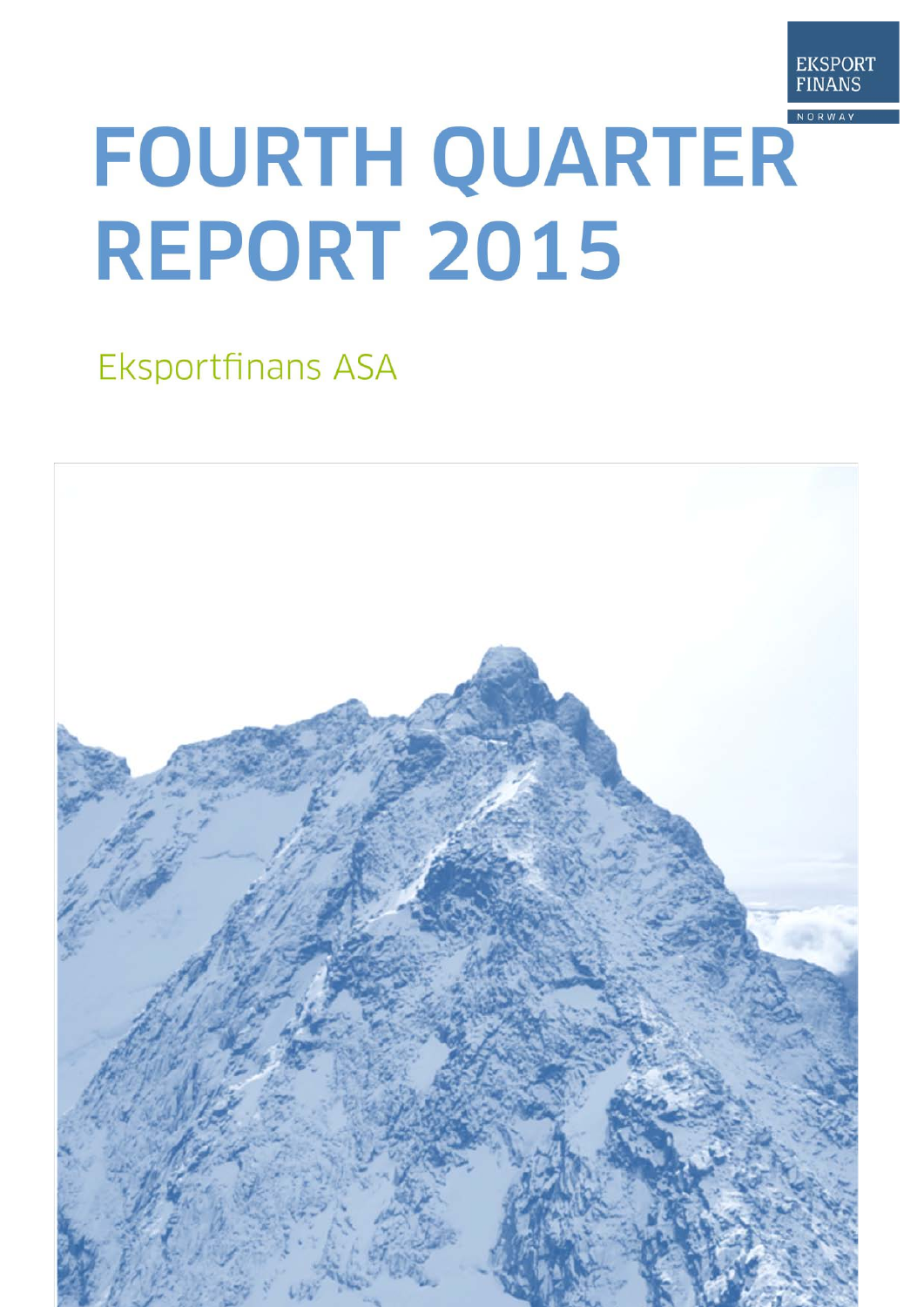EKSPORT FINANS NORWAY

# FOURTH QUARTER REPORT 2015

## Eksportfinans ASA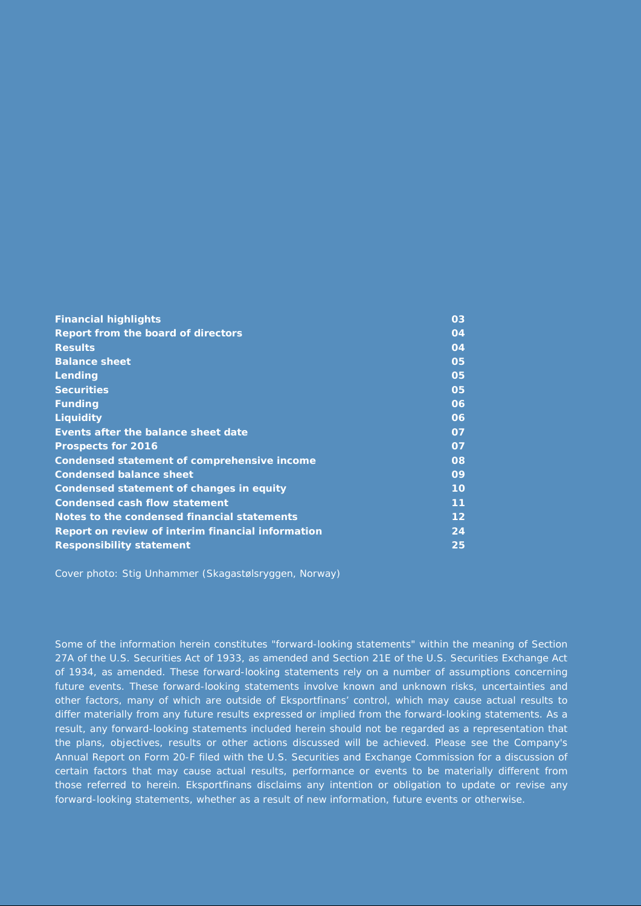| | |
|---|---|
| **Financial highlights** | **03** |
| **Report from the board of directors** | **04** |
| **Results** | **04** |
| **Balance sheet** | **05** |
| **Lending** | **05** |
| **Securities** | **05** |
| **Funding** | **06** |
| **Liquidity** | **06** |
| **Events after the balance sheet date** | **07** |
| **Prospects for 2016** | **07** |
| **Condensed statement of comprehensive income** | **08** |
| **Condensed balance sheet** | **09** |
| **Condensed statement of changes in equity** | **10** |
| **Condensed cash flow statement** | **11** |
| **Notes to the condensed financial statements** | **12** |
| **Report on review of interim financial information** | **24** |
| **Responsibility statement** | **25** |

Cover photo: Stig Unhammer (Skagastølsryggen, Norway)

Some of the information herein constitutes "forward-looking statements" within the meaning of Section 27A of the U.S. Securities Act of 1933, as amended and Section 21E of the U.S. Securities Exchange Act of 1934, as amended. These forward-looking statements rely on a number of assumptions concerning future events. These forward-looking statements involve known and unknown risks, uncertainties and other factors, many of which are outside of Eksportfinans' control, which may cause actual results to differ materially from any future results expressed or implied from the forward-looking statements. As a result, any forward-looking statements included herein should not be regarded as a representation that the plans, objectives, results or other actions discussed will be achieved. Please see the Company's Annual Report on Form 20-F filed with the U.S. Securities and Exchange Commission for a discussion of certain factors that may cause actual results, performance or events to be materially different from those referred to herein. Eksportfinans disclaims any intention or obligation to update or revise any forward-looking statements, whether as a result of new information, future events or otherwise.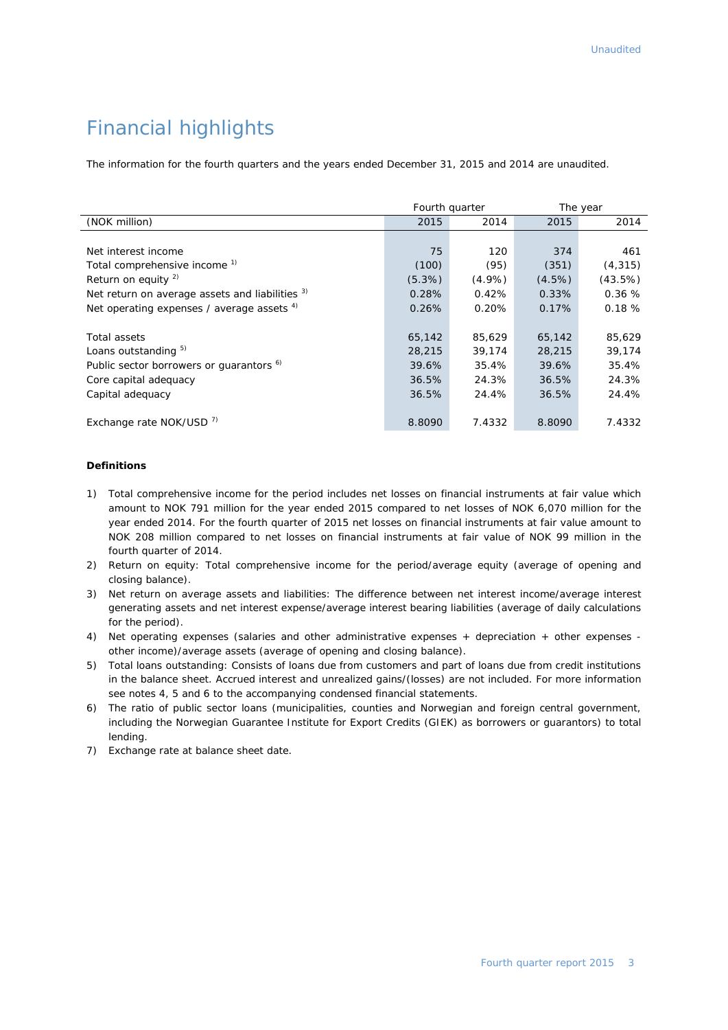Unaudited

# Financial highlights

The information for the fourth quarters and the years ended December 31, 2015 and 2014 are unaudited.

| | Fourth quarter | | The year | |
|---|---|---|---|---|
| (NOK million) | 2015 | 2014 | 2015 | 2014 |
| | | | | |
| Net interest income | 75 | 120 | 374 | 461 |
| Total comprehensive income [1] | (100) | (95) | (351) | (4,315) |
| Return on equity [2] | (5.3%) | (4.9%) | (4.5%) | (43.5%) |
| Net return on average assets and liabilities [3] | 0.28% | 0.42% | 0.33% | 0.36 % |
| Net operating expenses / average assets [4] | 0.26% | 0.20% | 0.17% | 0.18 % |
| | | | | |
| Total assets | 65,142 | 85,629 | 65,142 | 85,629 |
| Loans outstanding [5] | 28,215 | 39,174 | 28,215 | 39,174 |
| Public sector borrowers or guarantors [6] | 39.6% | 35.4% | 39.6% | 35.4% |
| Core capital adequacy | 36.5% | 24.3% | 36.5% | 24.3% |
| Capital adequacy | 36.5% | 24.4% | 36.5% | 24.4% |
| | | | | |
| Exchange rate NOK/USD [7] | 8.8090 | 7.4332 | 8.8090 | 7.4332 |

**Definitions**

1) Total comprehensive income for the period includes net losses on financial instruments at fair value which amount to NOK 791 million for the year ended 2015 compared to net losses of NOK 6,070 million for the year ended 2014. For the fourth quarter of 2015 net losses on financial instruments at fair value amount to NOK 208 million compared to net losses on financial instruments at fair value of NOK 99 million in the fourth quarter of 2014.
2) Return on equity: Total comprehensive income for the period/average equity (average of opening and closing balance).
3) Net return on average assets and liabilities: The difference between net interest income/average interest generating assets and net interest expense/average interest bearing liabilities (average of daily calculations for the period).
4) Net operating expenses (salaries and other administrative expenses + depreciation + other expenses - other income)/average assets (average of opening and closing balance).
5) Total loans outstanding: Consists of loans due from customers and part of loans due from credit institutions in the balance sheet. Accrued interest and unrealized gains/(losses) are not included. For more information see notes 4, 5 and 6 to the accompanying condensed financial statements.
6) The ratio of public sector loans (municipalities, counties and Norwegian and foreign central government, including the Norwegian Guarantee Institute for Export Credits (GIEK) as borrowers or guarantors) to total lending.
7) Exchange rate at balance sheet date.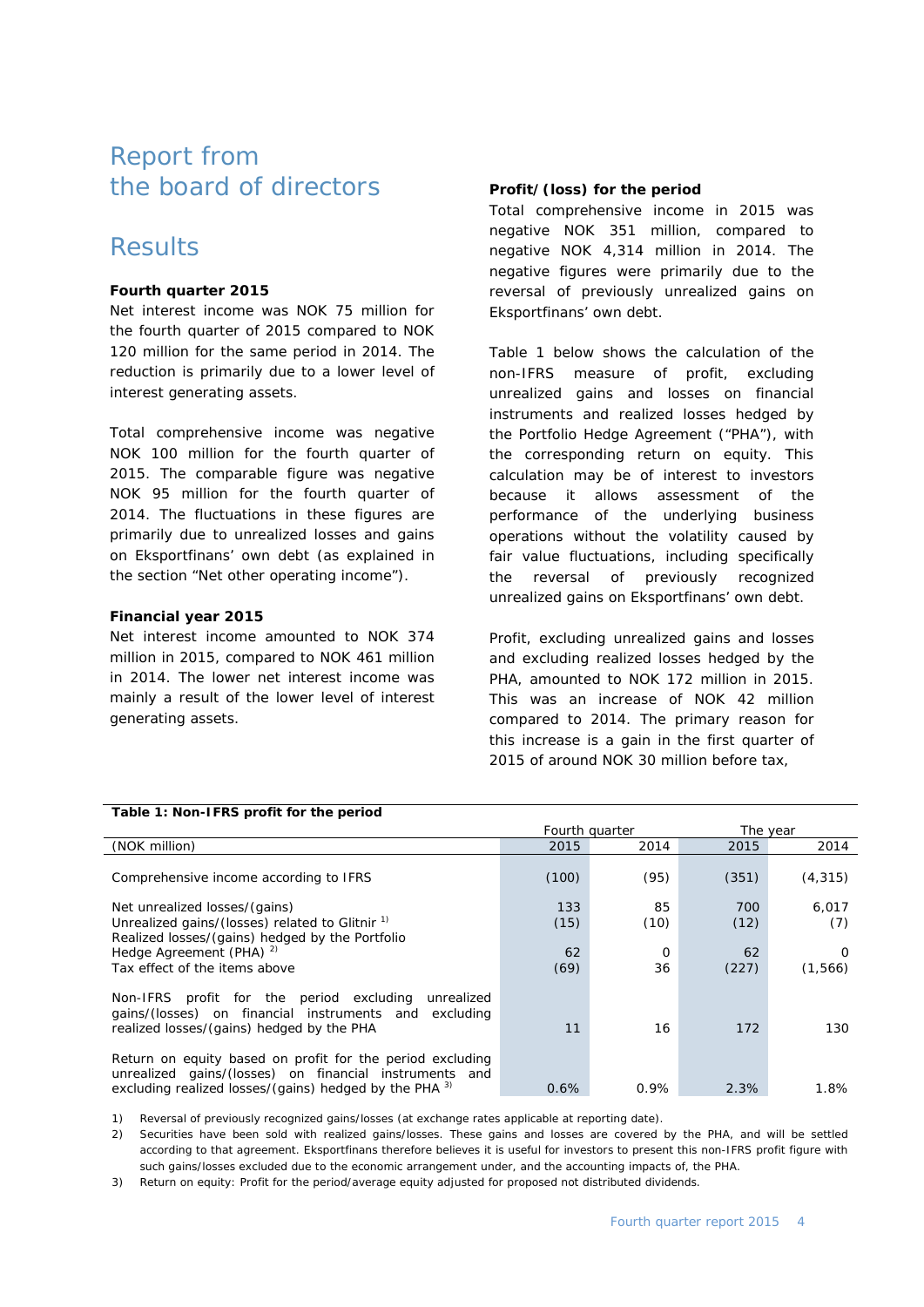# Report from the board of directors

## Results

**Fourth quarter 2015**

Net interest income was NOK 75 million for the fourth quarter of 2015 compared to NOK 120 million for the same period in 2014. The reduction is primarily due to a lower level of interest generating assets.

Total comprehensive income was negative NOK 100 million for the fourth quarter of 2015. The comparable figure was negative NOK 95 million for the fourth quarter of 2014. The fluctuations in these figures are primarily due to unrealized losses and gains on Eksportfinans' own debt (as explained in the section "Net other operating income").

**Financial year 2015**

Net interest income amounted to NOK 374 million in 2015, compared to NOK 461 million in 2014. The lower net interest income was mainly a result of the lower level of interest generating assets.

**Profit/(loss) for the period**

Total comprehensive income in 2015 was negative NOK 351 million, compared to negative NOK 4,314 million in 2014. The negative figures were primarily due to the reversal of previously unrealized gains on Eksportfinans' own debt.

Table 1 below shows the calculation of the non-IFRS measure of profit, excluding unrealized gains and losses on financial instruments and realized losses hedged by the Portfolio Hedge Agreement ("PHA"), with the corresponding return on equity. This calculation may be of interest to investors because it allows assessment of the performance of the underlying business operations without the volatility caused by fair value fluctuations, including specifically the reversal of previously recognized unrealized gains on Eksportfinans' own debt.

Profit, excluding unrealized gains and losses and excluding realized losses hedged by the PHA, amounted to NOK 172 million in 2015. This was an increase of NOK 42 million compared to 2014. The primary reason for this increase is a gain in the first quarter of 2015 of around NOK 30 million before tax,

**Table 1: Non-IFRS profit for the period**

| | Fourth quarter | | The year | |
|---|---|---|---|---|
| (NOK million) | 2015 | 2014 | 2015 | 2014 |
| Comprehensive income according to IFRS | (100) | (95) | (351) | (4,315) |
| Net unrealized losses/(gains) | 133 | 85 | 700 | 6,017 |
| Unrealized gains/(losses) related to Glitnir [1] | (15) | (10) | (12) | (7) |
| Realized losses/(gains) hedged by the Portfolio Hedge Agreement (PHA) [2] | 62 | 0 | 62 | 0 |
| Tax effect of the items above | (69) | 36 | (227) | (1,566) |
| Non-IFRS profit for the period excluding unrealized gains/(losses) on financial instruments and excluding realized losses/(gains) hedged by the PHA | 11 | 16 | 172 | 130 |
| Return on equity based on profit for the period excluding unrealized gains/(losses) on financial instruments and excluding realized losses/(gains) hedged by the PHA [3] | 0.6% | 0.9% | 2.3% | 1.8% |

1) Reversal of previously recognized gains/losses (at exchange rates applicable at reporting date).

2) Securities have been sold with realized gains/losses. These gains and losses are covered by the PHA, and will be settled according to that agreement. Eksportfinans therefore believes it is useful for investors to present this non-IFRS profit figure with such gains/losses excluded due to the economic arrangement under, and the accounting impacts of, the PHA.

3) Return on equity: Profit for the period/average equity adjusted for proposed not distributed dividends.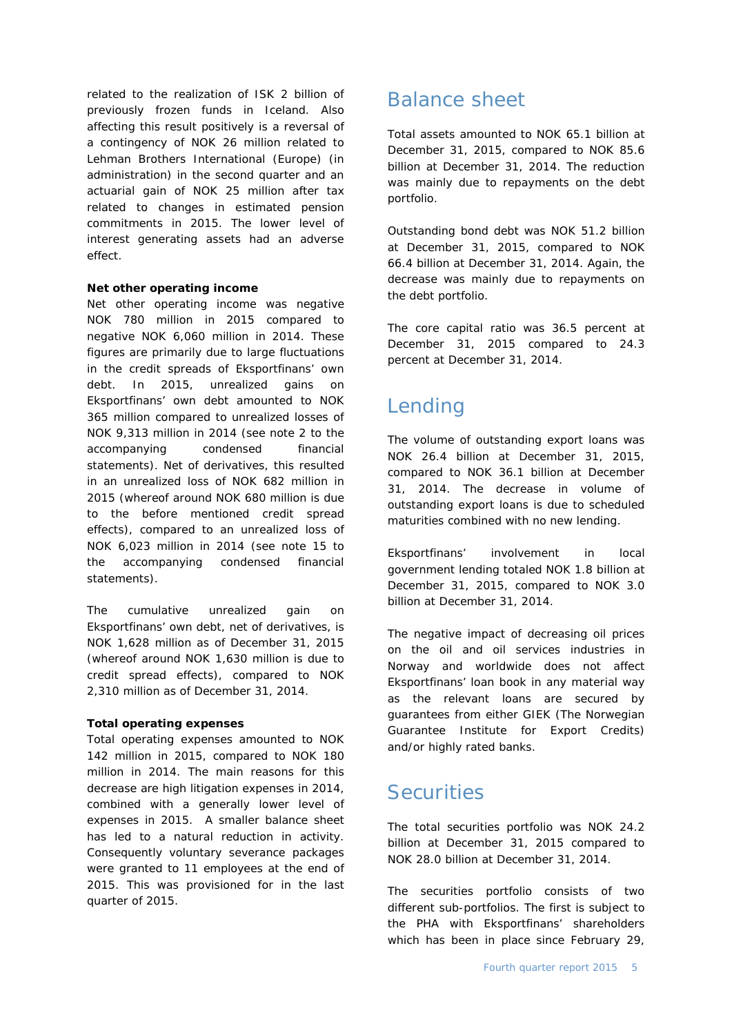related to the realization of ISK 2 billion of previously frozen funds in Iceland. Also affecting this result positively is a reversal of a contingency of NOK 26 million related to Lehman Brothers International (Europe) (in administration) in the second quarter and an actuarial gain of NOK 25 million after tax related to changes in estimated pension commitments in 2015. The lower level of interest generating assets had an adverse effect.

**Net other operating income**

Net other operating income was negative NOK 780 million in 2015 compared to negative NOK 6,060 million in 2014. These figures are primarily due to large fluctuations in the credit spreads of Eksportfinans' own debt. In 2015, unrealized gains on Eksportfinans' own debt amounted to NOK 365 million compared to unrealized losses of NOK 9,313 million in 2014 (see note 2 to the accompanying condensed financial statements). Net of derivatives, this resulted in an unrealized loss of NOK 682 million in 2015 (whereof around NOK 680 million is due to the before mentioned credit spread effects), compared to an unrealized loss of NOK 6,023 million in 2014 (see note 15 to the accompanying condensed financial statements).

The cumulative unrealized gain on Eksportfinans' own debt, net of derivatives, is NOK 1,628 million as of December 31, 2015 (whereof around NOK 1,630 million is due to credit spread effects), compared to NOK 2,310 million as of December 31, 2014.

**Total operating expenses**

Total operating expenses amounted to NOK 142 million in 2015, compared to NOK 180 million in 2014. The main reasons for this decrease are high litigation expenses in 2014, combined with a generally lower level of expenses in 2015. A smaller balance sheet has led to a natural reduction in activity. Consequently voluntary severance packages were granted to 11 employees at the end of 2015. This was provisioned for in the last quarter of 2015.

# Balance sheet

Total assets amounted to NOK 65.1 billion at December 31, 2015, compared to NOK 85.6 billion at December 31, 2014. The reduction was mainly due to repayments on the debt portfolio.

Outstanding bond debt was NOK 51.2 billion at December 31, 2015, compared to NOK 66.4 billion at December 31, 2014. Again, the decrease was mainly due to repayments on the debt portfolio.

The core capital ratio was 36.5 percent at December 31, 2015 compared to 24.3 percent at December 31, 2014.

# Lending

The volume of outstanding export loans was NOK 26.4 billion at December 31, 2015, compared to NOK 36.1 billion at December 31, 2014. The decrease in volume of outstanding export loans is due to scheduled maturities combined with no new lending.

Eksportfinans' involvement in local government lending totaled NOK 1.8 billion at December 31, 2015, compared to NOK 3.0 billion at December 31, 2014.

The negative impact of decreasing oil prices on the oil and oil services industries in Norway and worldwide does not affect Eksportfinans' loan book in any material way as the relevant loans are secured by guarantees from either GIEK (The Norwegian Guarantee Institute for Export Credits) and/or highly rated banks.

# Securities

The total securities portfolio was NOK 24.2 billion at December 31, 2015 compared to NOK 28.0 billion at December 31, 2014.

The securities portfolio consists of two different sub-portfolios. The first is subject to the PHA with Eksportfinans' shareholders which has been in place since February 29,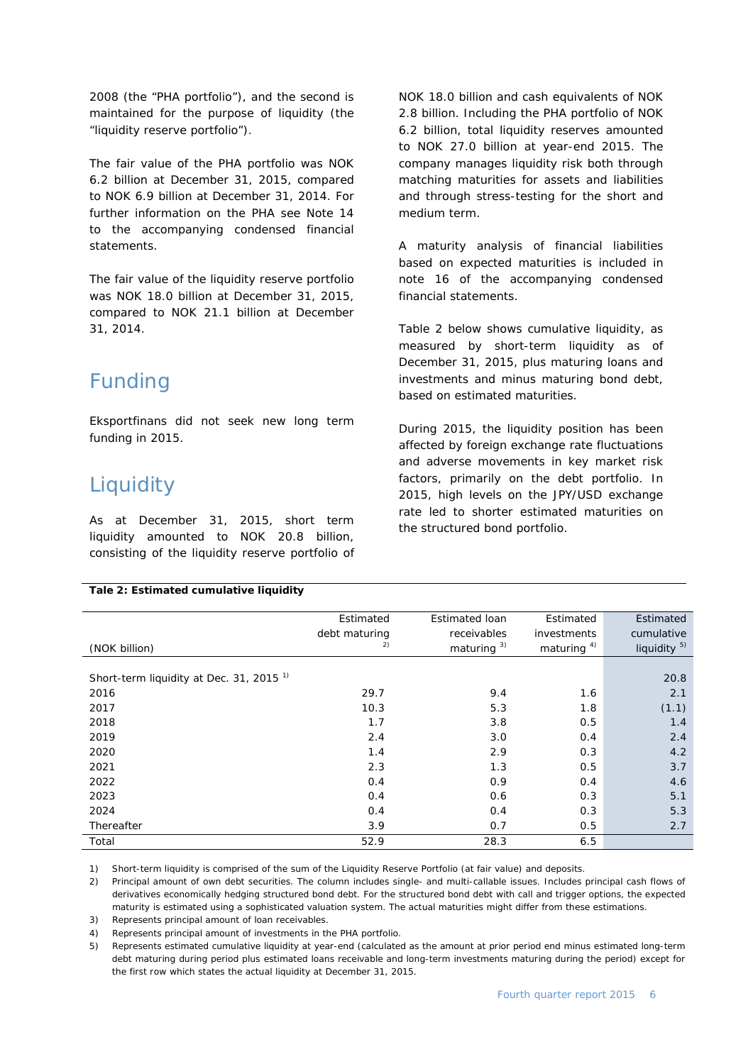2008 (the "PHA portfolio"), and the second is maintained for the purpose of liquidity (the "liquidity reserve portfolio").

The fair value of the PHA portfolio was NOK 6.2 billion at December 31, 2015, compared to NOK 6.9 billion at December 31, 2014. For further information on the PHA see Note 14 to the accompanying condensed financial statements.

The fair value of the liquidity reserve portfolio was NOK 18.0 billion at December 31, 2015, compared to NOK 21.1 billion at December 31, 2014.

## Funding

Eksportfinans did not seek new long term funding in 2015.

## Liquidity

As at December 31, 2015, short term liquidity amounted to NOK 20.8 billion, consisting of the liquidity reserve portfolio of NOK 18.0 billion and cash equivalents of NOK 2.8 billion. Including the PHA portfolio of NOK 6.2 billion, total liquidity reserves amounted to NOK 27.0 billion at year-end 2015. The company manages liquidity risk both through matching maturities for assets and liabilities and through stress-testing for the short and medium term.

A maturity analysis of financial liabilities based on expected maturities is included in note 16 of the accompanying condensed financial statements.

Table 2 below shows cumulative liquidity, as measured by short-term liquidity as of December 31, 2015, plus maturing loans and investments and minus maturing bond debt, based on estimated maturities.

During 2015, the liquidity position has been affected by foreign exchange rate fluctuations and adverse movements in key market risk factors, primarily on the debt portfolio. In 2015, high levels on the JPY/USD exchange rate led to shorter estimated maturities on the structured bond portfolio.

**Tale 2: Estimated cumulative liquidity**

| (NOK billion) | Estimated debt maturing [2] | Estimated loan receivables maturing [3] | Estimated investments maturing [4] | Estimated cumulative liquidity [5] |
|---|---|---|---|---|
| Short-term liquidity at Dec. 31, 2015 [1] | | | | 20.8 |
| 2016 | 29.7 | 9.4 | 1.6 | 2.1 |
| 2017 | 10.3 | 5.3 | 1.8 | (1.1) |
| 2018 | 1.7 | 3.8 | 0.5 | 1.4 |
| 2019 | 2.4 | 3.0 | 0.4 | 2.4 |
| 2020 | 1.4 | 2.9 | 0.3 | 4.2 |
| 2021 | 2.3 | 1.3 | 0.5 | 3.7 |
| 2022 | 0.4 | 0.9 | 0.4 | 4.6 |
| 2023 | 0.4 | 0.6 | 0.3 | 5.1 |
| 2024 | 0.4 | 0.4 | 0.3 | 5.3 |
| Thereafter | 3.9 | 0.7 | 0.5 | 2.7 |
| Total | 52.9 | 28.3 | 6.5 | |

1) Short-term liquidity is comprised of the sum of the Liquidity Reserve Portfolio (at fair value) and deposits.

2) Principal amount of own debt securities. The column includes single- and multi-callable issues. Includes principal cash flows of derivatives economically hedging structured bond debt. For the structured bond debt with call and trigger options, the expected maturity is estimated using a sophisticated valuation system. The actual maturities might differ from these estimations.

3) Represents principal amount of loan receivables.

4) Represents principal amount of investments in the PHA portfolio.

5) Represents estimated cumulative liquidity at year-end (calculated as the amount at prior period end minus estimated long-term debt maturing during period plus estimated loans receivable and long-term investments maturing during the period) except for the first row which states the actual liquidity at December 31, 2015.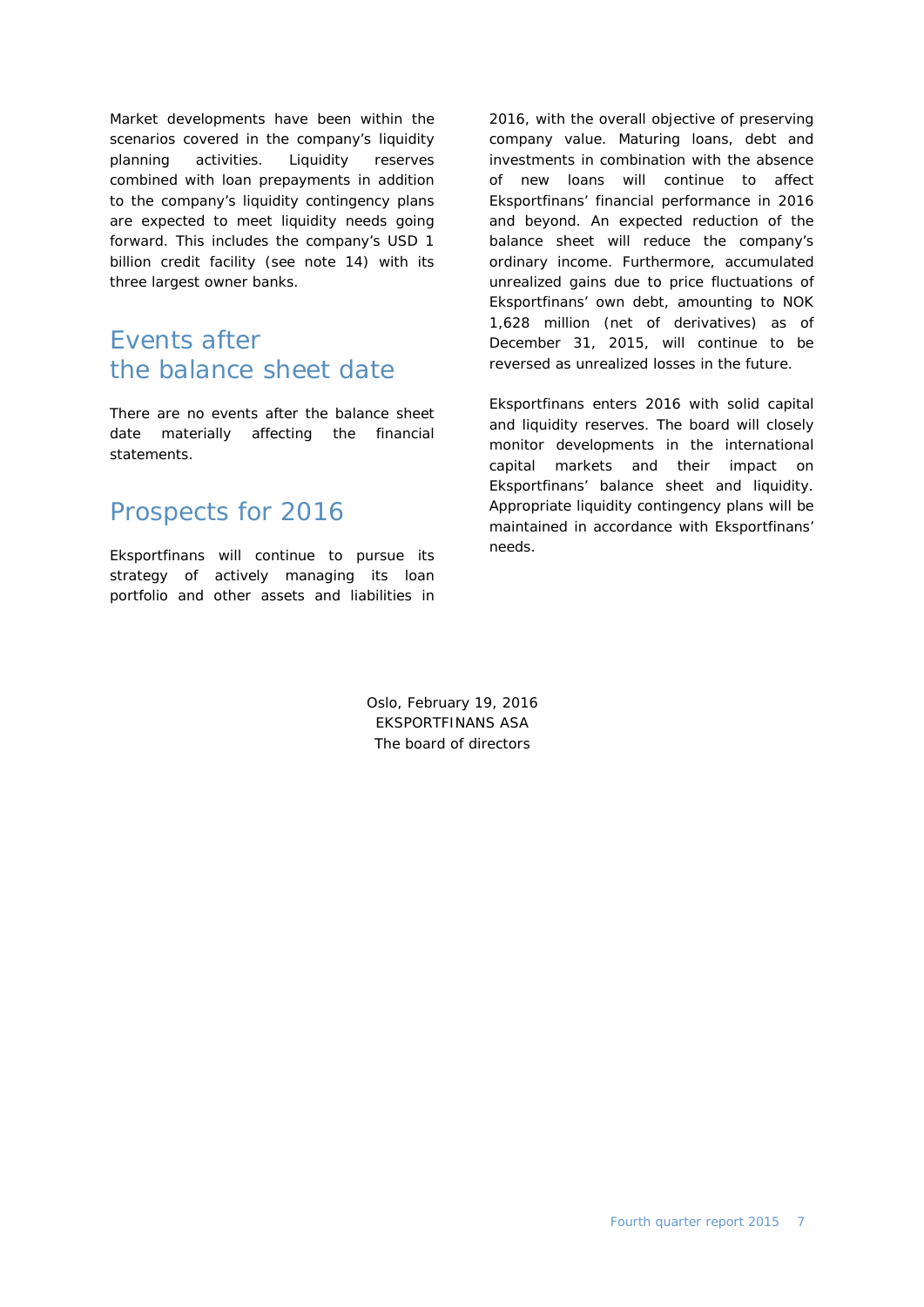Market developments have been within the scenarios covered in the company's liquidity planning activities. Liquidity reserves combined with loan prepayments in addition to the company's liquidity contingency plans are expected to meet liquidity needs going forward. This includes the company's USD 1 billion credit facility (see note 14) with its three largest owner banks.

## Events after the balance sheet date

There are no events after the balance sheet date materially affecting the financial statements.

## Prospects for 2016

Eksportfinans will continue to pursue its strategy of actively managing its loan portfolio and other assets and liabilities in 2016, with the overall objective of preserving company value. Maturing loans, debt and investments in combination with the absence of new loans will continue to affect Eksportfinans' financial performance in 2016 and beyond. An expected reduction of the balance sheet will reduce the company's ordinary income. Furthermore, accumulated unrealized gains due to price fluctuations of Eksportfinans' own debt, amounting to NOK 1,628 million (net of derivatives) as of December 31, 2015, will continue to be reversed as unrealized losses in the future.

Eksportfinans enters 2016 with solid capital and liquidity reserves. The board will closely monitor developments in the international capital markets and their impact on Eksportfinans' balance sheet and liquidity. Appropriate liquidity contingency plans will be maintained in accordance with Eksportfinans' needs.

Oslo, February 19, 2016
EKSPORTFINANS ASA
The board of directors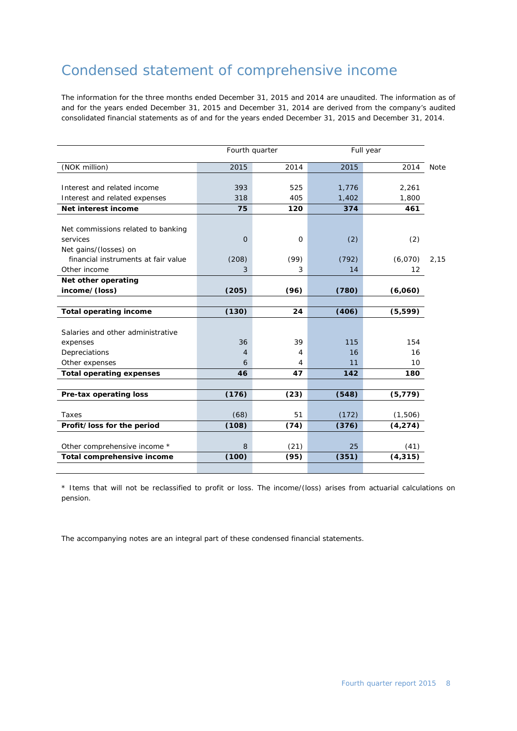# Condensed statement of comprehensive income

The information for the three months ended December 31, 2015 and 2014 are unaudited. The information as of and for the years ended December 31, 2015 and December 31, 2014 are derived from the company's audited consolidated financial statements as of and for the years ended December 31, 2015 and December 31, 2014.

| | Fourth quarter | | Full year | | |
|---|---|---|---|---|---|
| (NOK million) | 2015 | 2014 | 2015 | 2014 | Note |
| Interest and related income | 393 | 525 | 1,776 | 2,261 | |
| Interest and related expenses | 318 | 405 | 1,402 | 1,800 | |
| **Net interest income** | **75** | **120** | **374** | **461** | |
| Net commissions related to banking services | 0 | 0 | (2) | (2) | |
| Net gains/(losses) on financial instruments at fair value | (208) | (99) | (792) | (6,070) | 2,15 |
| Other income | 3 | 3 | 14 | 12 | |
| **Net other operating income/(loss)** | **(205)** | **(96)** | **(780)** | **(6,060)** | |
| **Total operating income** | **(130)** | **24** | **(406)** | **(5,599)** | |
| Salaries and other administrative expenses | 36 | 39 | 115 | 154 | |
| Depreciations | 4 | 4 | 16 | 16 | |
| Other expenses | 6 | 4 | 11 | 10 | |
| **Total operating expenses** | **46** | **47** | **142** | **180** | |
| **Pre-tax operating loss** | **(176)** | **(23)** | **(548)** | **(5,779)** | |
| Taxes | (68) | 51 | (172) | (1,506) | |
| **Profit/loss for the period** | **(108)** | **(74)** | **(376)** | **(4,274)** | |
| Other comprehensive income * | 8 | (21) | 25 | (41) | |
| **Total comprehensive income** | **(100)** | **(95)** | **(351)** | **(4,315)** | |

* Items that will not be reclassified to profit or loss. The income/(loss) arises from actuarial calculations on pension.

The accompanying notes are an integral part of these condensed financial statements.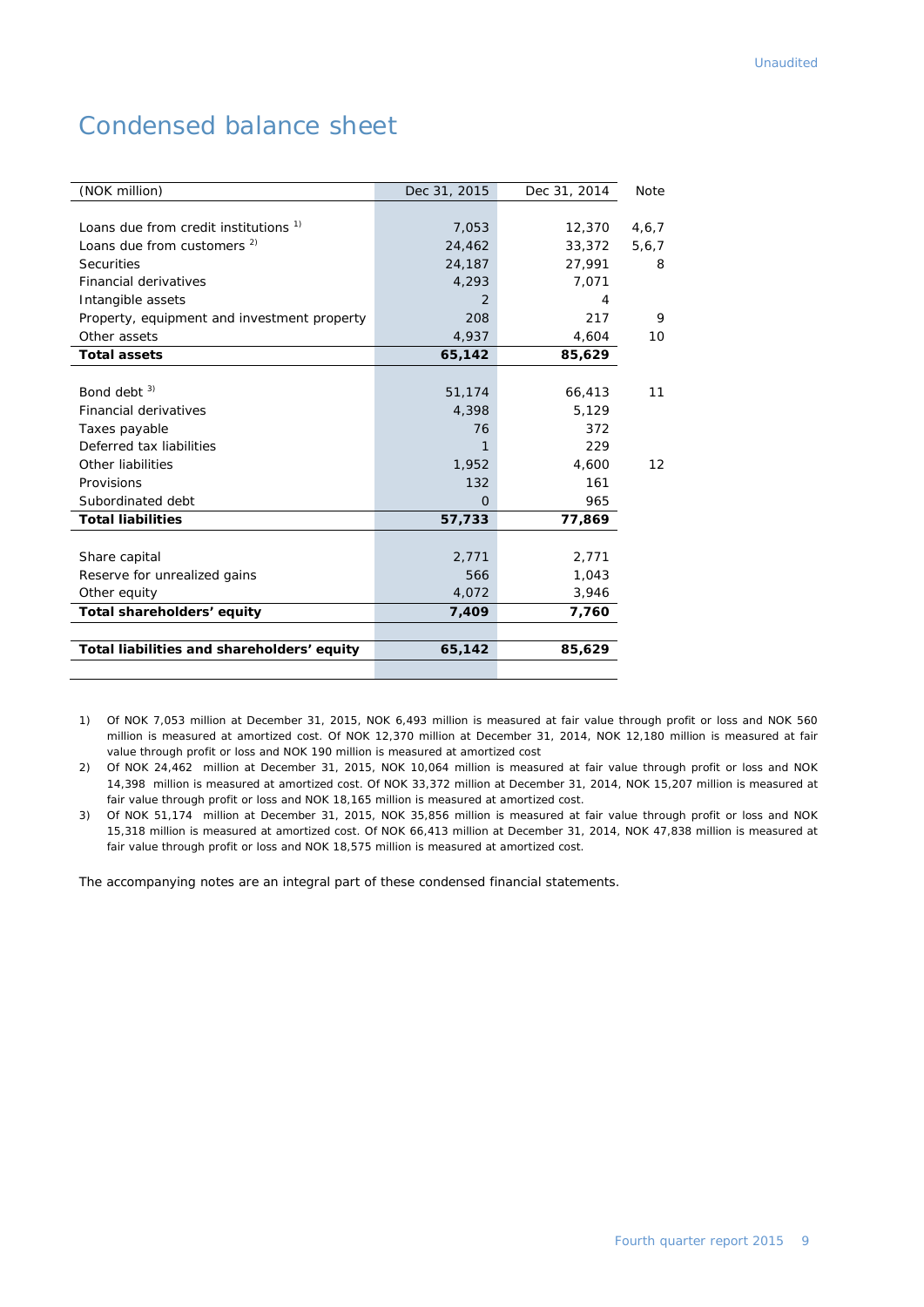Unaudited

# Condensed balance sheet

| (NOK million) | Dec 31, 2015 | Dec 31, 2014 | Note |
|---|---|---|---|
| Loans due from credit institutions [1] | 7,053 | 12,370 | 4,6,7 |
| Loans due from customers [2] | 24,462 | 33,372 | 5,6,7 |
| Securities | 24,187 | 27,991 | 8 |
| Financial derivatives | 4,293 | 7,071 | |
| Intangible assets | 2 | 4 | |
| Property, equipment and investment property | 208 | 217 | 9 |
| Other assets | 4,937 | 4,604 | 10 |
| **Total assets** | **65,142** | **85,629** | |
| Bond debt [3] | 51,174 | 66,413 | 11 |
| Financial derivatives | 4,398 | 5,129 | |
| Taxes payable | 76 | 372 | |
| Deferred tax liabilities | 1 | 229 | |
| Other liabilities | 1,952 | 4,600 | 12 |
| Provisions | 132 | 161 | |
| Subordinated debt | 0 | 965 | |
| **Total liabilities** | **57,733** | **77,869** | |
| Share capital | 2,771 | 2,771 | |
| Reserve for unrealized gains | 566 | 1,043 | |
| Other equity | 4,072 | 3,946 | |
| **Total shareholders' equity** | **7,409** | **7,760** | |
| **Total liabilities and shareholders' equity** | **65,142** | **85,629** | |

1) Of NOK 7,053 million at December 31, 2015, NOK 6,493 million is measured at fair value through profit or loss and NOK 560 million is measured at amortized cost. Of NOK 12,370 million at December 31, 2014, NOK 12,180 million is measured at fair value through profit or loss and NOK 190 million is measured at amortized cost

2) Of NOK 24,462 million at December 31, 2015, NOK 10,064 million is measured at fair value through profit or loss and NOK 14,398 million is measured at amortized cost. Of NOK 33,372 million at December 31, 2014, NOK 15,207 million is measured at fair value through profit or loss and NOK 18,165 million is measured at amortized cost.

3) Of NOK 51,174 million at December 31, 2015, NOK 35,856 million is measured at fair value through profit or loss and NOK 15,318 million is measured at amortized cost. Of NOK 66,413 million at December 31, 2014, NOK 47,838 million is measured at fair value through profit or loss and NOK 18,575 million is measured at amortized cost.

The accompanying notes are an integral part of these condensed financial statements.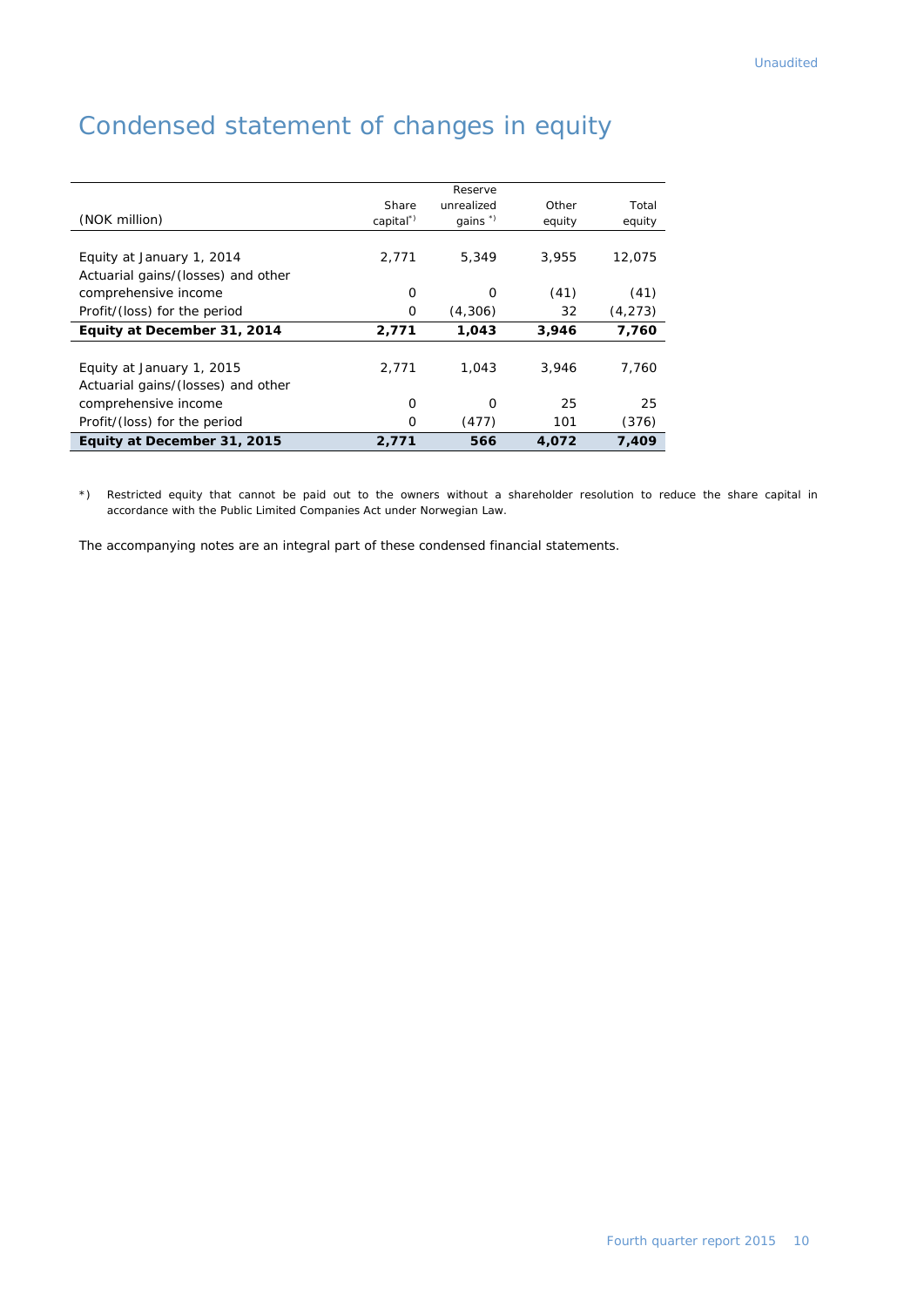# Condensed statement of changes in equity

| (NOK million) | Share capital*) | Reserve unrealized gains *) | Other equity | Total equity |
|---|---|---|---|---|
| Equity at January 1, 2014 | 2,771 | 5,349 | 3,955 | 12,075 |
| Actuarial gains/(losses) and other comprehensive income | 0 | 0 | (41) | (41) |
| Profit/(loss) for the period | 0 | (4,306) | 32 | (4,273) |
| **Equity at December 31, 2014** | **2,771** | **1,043** | **3,946** | **7,760** |
| Equity at January 1, 2015 | 2,771 | 1,043 | 3,946 | 7,760 |
| Actuarial gains/(losses) and other comprehensive income | 0 | 0 | 25 | 25 |
| Profit/(loss) for the period | 0 | (477) | 101 | (376) |
| **Equity at December 31, 2015** | **2,771** | **566** | **4,072** | **7,409** |

*) Restricted equity that cannot be paid out to the owners without a shareholder resolution to reduce the share capital in accordance with the Public Limited Companies Act under Norwegian Law.

The accompanying notes are an integral part of these condensed financial statements.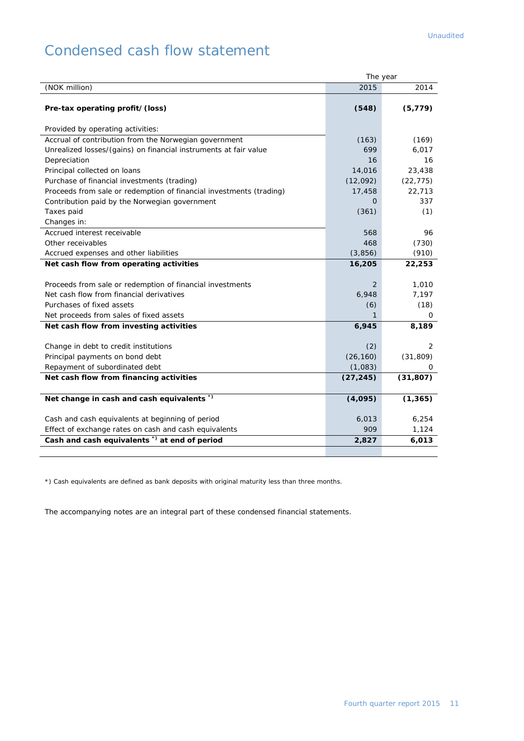Unaudited

# Condensed cash flow statement

| (NOK million) | The year 2015 | 2014 |
|---|---|---|
| **Pre-tax operating profit/(loss)** | **(548)** | **(5,779)** |
| Provided by operating activities: | | |
| Accrual of contribution from the Norwegian government | (163) | (169) |
| Unrealized losses/(gains) on financial instruments at fair value | 699 | 6,017 |
| Depreciation | 16 | 16 |
| Principal collected on loans | 14,016 | 23,438 |
| Purchase of financial investments (trading) | (12,092) | (22,775) |
| Proceeds from sale or redemption of financial investments (trading) | 17,458 | 22,713 |
| Contribution paid by the Norwegian government | 0 | 337 |
| Taxes paid | (361) | (1) |
| Changes in: | | |
| Accrued interest receivable | 568 | 96 |
| Other receivables | 468 | (730) |
| Accrued expenses and other liabilities | (3,856) | (910) |
| **Net cash flow from operating activities** | **16,205** | **22,253** |
| Proceeds from sale or redemption of financial investments | 2 | 1,010 |
| Net cash flow from financial derivatives | 6,948 | 7,197 |
| Purchases of fixed assets | (6) | (18) |
| Net proceeds from sales of fixed assets | 1 | 0 |
| **Net cash flow from investing activities** | **6,945** | **8,189** |
| Change in debt to credit institutions | (2) | 2 |
| Principal payments on bond debt | (26,160) | (31,809) |
| Repayment of subordinated debt | (1,083) | 0 |
| **Net cash flow from financing activities** | **(27,245)** | **(31,807)** |
| **Net change in cash and cash equivalents \*)** | **(4,095)** | **(1,365)** |
| Cash and cash equivalents at beginning of period | 6,013 | 6,254 |
| Effect of exchange rates on cash and cash equivalents | 909 | 1,124 |
| **Cash and cash equivalents \*) at end of period** | **2,827** | **6,013** |

*) Cash equivalents are defined as bank deposits with original maturity less than three months.

The accompanying notes are an integral part of these condensed financial statements.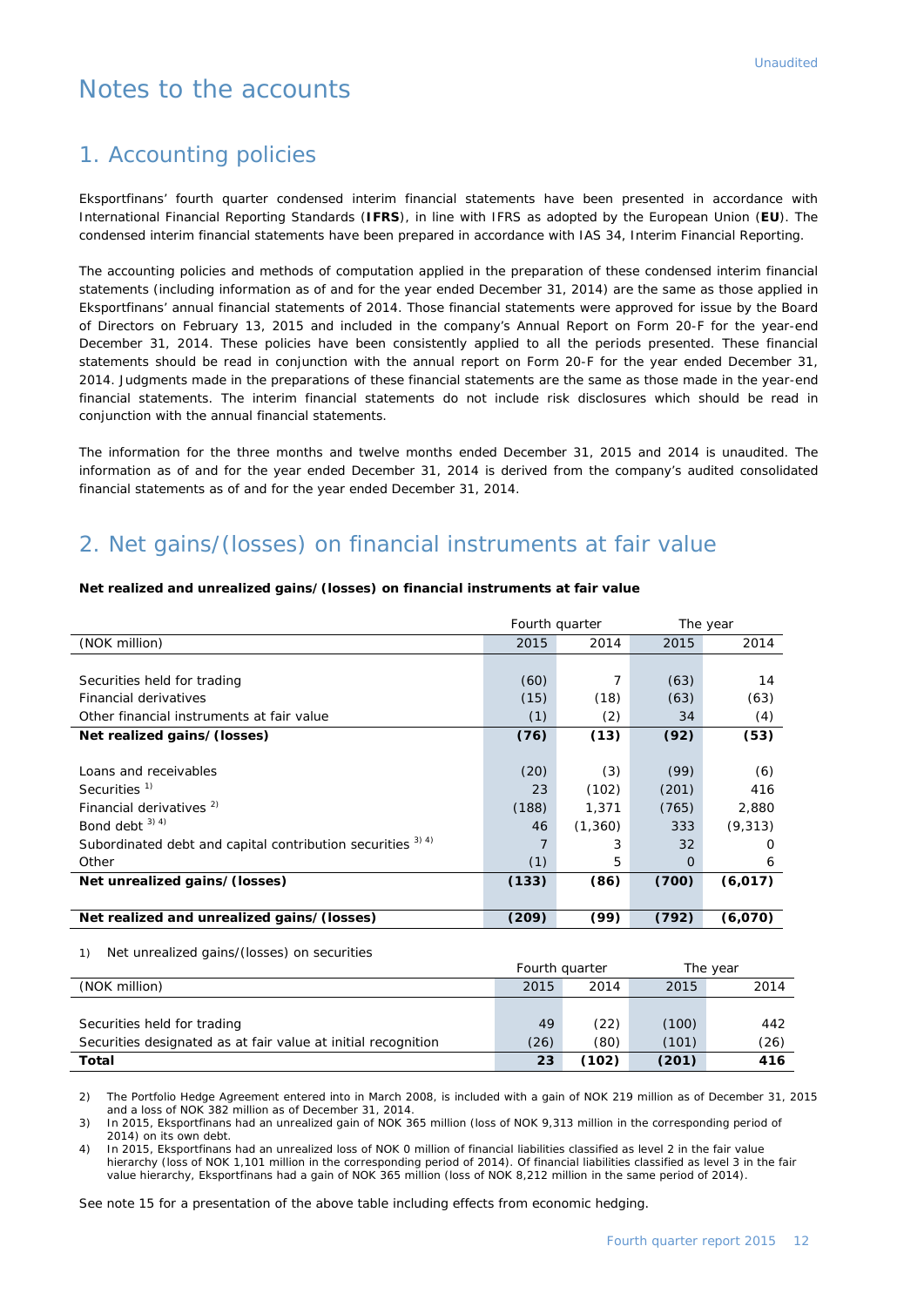Unaudited

# Notes to the accounts

## 1. Accounting policies

Eksportfinans' fourth quarter condensed interim financial statements have been presented in accordance with International Financial Reporting Standards (**IFRS**), in line with IFRS as adopted by the European Union (**EU**). The condensed interim financial statements have been prepared in accordance with IAS 34, Interim Financial Reporting.

The accounting policies and methods of computation applied in the preparation of these condensed interim financial statements (including information as of and for the year ended December 31, 2014) are the same as those applied in Eksportfinans' annual financial statements of 2014. Those financial statements were approved for issue by the Board of Directors on February 13, 2015 and included in the company's Annual Report on Form 20-F for the year-end December 31, 2014. These policies have been consistently applied to all the periods presented. These financial statements should be read in conjunction with the annual report on Form 20-F for the year ended December 31, 2014. Judgments made in the preparations of these financial statements are the same as those made in the year-end financial statements. The interim financial statements do not include risk disclosures which should be read in conjunction with the annual financial statements.

The information for the three months and twelve months ended December 31, 2015 and 2014 is unaudited. The information as of and for the year ended December 31, 2014 is derived from the company's audited consolidated financial statements as of and for the year ended December 31, 2014.

## 2. Net gains/(losses) on financial instruments at fair value

**Net realized and unrealized gains/(losses) on financial instruments at fair value**

| | Fourth quarter | | The year | |
|---|---|---|---|---|
| (NOK million) | 2015 | 2014 | 2015 | 2014 |
| Securities held for trading | (60) | 7 | (63) | 14 |
| Financial derivatives | (15) | (18) | (63) | (63) |
| Other financial instruments at fair value | (1) | (2) | 34 | (4) |
| **Net realized gains/(losses)** | **(76)** | **(13)** | **(92)** | **(53)** |
| Loans and receivables | (20) | (3) | (99) | (6) |
| Securities [1] | 23 | (102) | (201) | 416 |
| Financial derivatives [2] | (188) | 1,371 | (765) | 2,880 |
| Bond debt [3] [4] | 46 | (1,360) | 333 | (9,313) |
| Subordinated debt and capital contribution securities [3] [4] | 7 | 3 | 32 | 0 |
| Other | (1) | 5 | 0 | 6 |
| **Net unrealized gains/(losses)** | **(133)** | **(86)** | **(700)** | **(6,017)** |
| **Net realized and unrealized gains/(losses)** | **(209)** | **(99)** | **(792)** | **(6,070)** |

1) Net unrealized gains/(losses) on securities

| | Fourth quarter | | The year | |
|---|---|---|---|---|
| (NOK million) | 2015 | 2014 | 2015 | 2014 |
| Securities held for trading | 49 | (22) | (100) | 442 |
| Securities designated as at fair value at initial recognition | (26) | (80) | (101) | (26) |
| **Total** | **23** | **(102)** | **(201)** | **416** |

2) The Portfolio Hedge Agreement entered into in March 2008, is included with a gain of NOK 219 million as of December 31, 2015 and a loss of NOK 382 million as of December 31, 2014.

3) In 2015, Eksportfinans had an unrealized gain of NOK 365 million (loss of NOK 9,313 million in the corresponding period of 2014) on its own debt.

4) In 2015, Eksportfinans had an unrealized loss of NOK 0 million of financial liabilities classified as level 2 in the fair value hierarchy (loss of NOK 1,101 million in the corresponding period of 2014). Of financial liabilities classified as level 3 in the fair value hierarchy, Eksportfinans had a gain of NOK 365 million (loss of NOK 8,212 million in the same period of 2014).

See note 15 for a presentation of the above table including effects from economic hedging.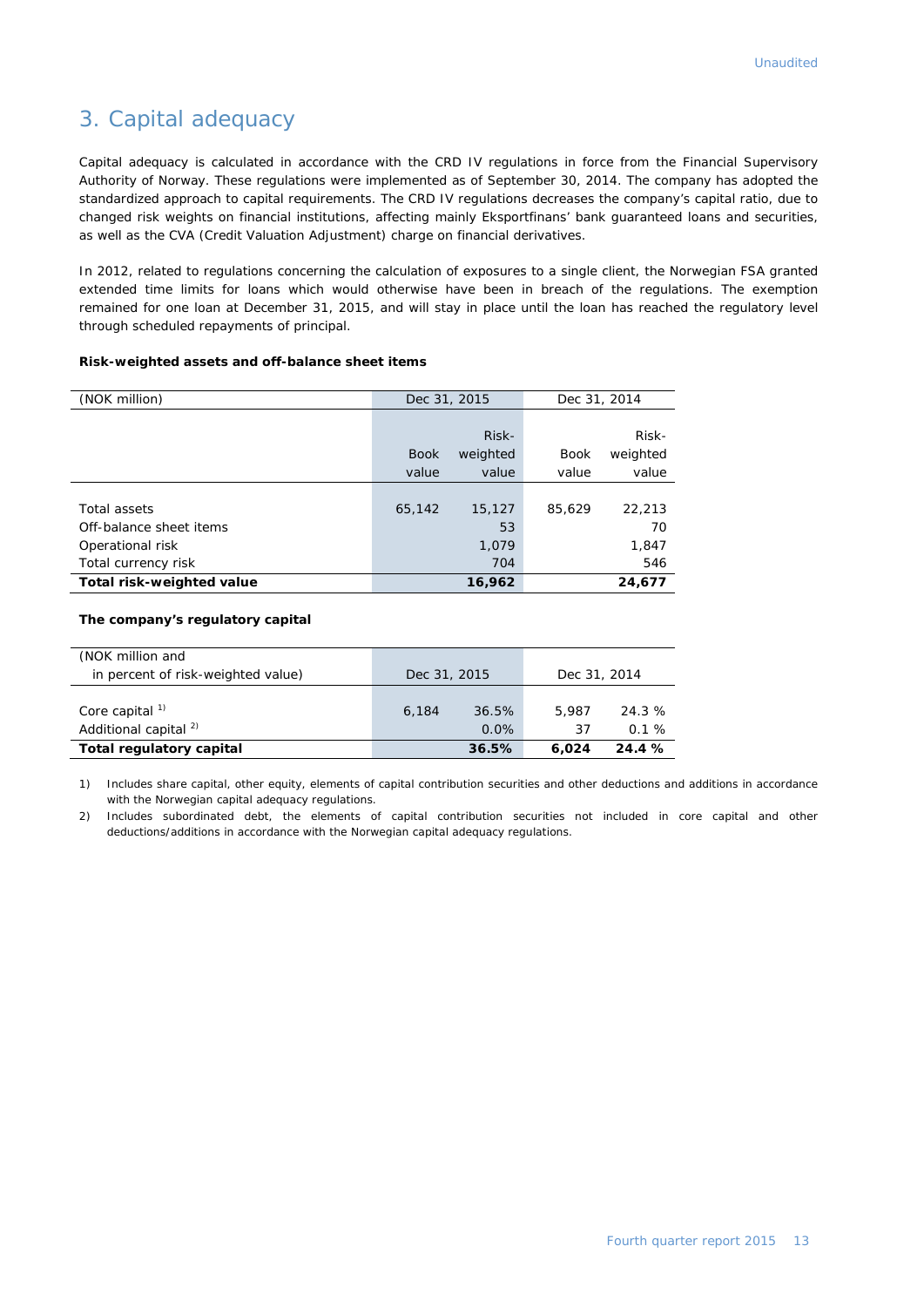# 3. Capital adequacy

Capital adequacy is calculated in accordance with the CRD IV regulations in force from the Financial Supervisory Authority of Norway. These regulations were implemented as of September 30, 2014. The company has adopted the standardized approach to capital requirements. The CRD IV regulations decreases the company's capital ratio, due to changed risk weights on financial institutions, affecting mainly Eksportfinans' bank guaranteed loans and securities, as well as the CVA (Credit Valuation Adjustment) charge on financial derivatives.

In 2012, related to regulations concerning the calculation of exposures to a single client, the Norwegian FSA granted extended time limits for loans which would otherwise have been in breach of the regulations. The exemption remained for one loan at December 31, 2015, and will stay in place until the loan has reached the regulatory level through scheduled repayments of principal.

**Risk-weighted assets and off-balance sheet items**

| (NOK million) | Dec 31, 2015 | | Dec 31, 2014 | |
|---|---|---|---|---|
| | Book value | Risk-weighted value | Book value | Risk-weighted value |
| Total assets | 65,142 | 15,127 | 85,629 | 22,213 |
| Off-balance sheet items | | 53 | | 70 |
| Operational risk | | 1,079 | | 1,847 |
| Total currency risk | | 704 | | 546 |
| **Total risk-weighted value** | | **16,962** | | **24,677** |

**The company's regulatory capital**

| (NOK million and in percent of risk-weighted value) | Dec 31, 2015 | | Dec 31, 2014 | |
|---|---|---|---|---|
| Core capital [1] | 6,184 | 36.5% | 5,987 | 24.3 % |
| Additional capital [2] | | 0.0% | 37 | 0.1 % |
| **Total regulatory capital** | | **36.5%** | **6,024** | **24.4 %** |

1) Includes share capital, other equity, elements of capital contribution securities and other deductions and additions in accordance with the Norwegian capital adequacy regulations.

2) Includes subordinated debt, the elements of capital contribution securities not included in core capital and other deductions/additions in accordance with the Norwegian capital adequacy regulations.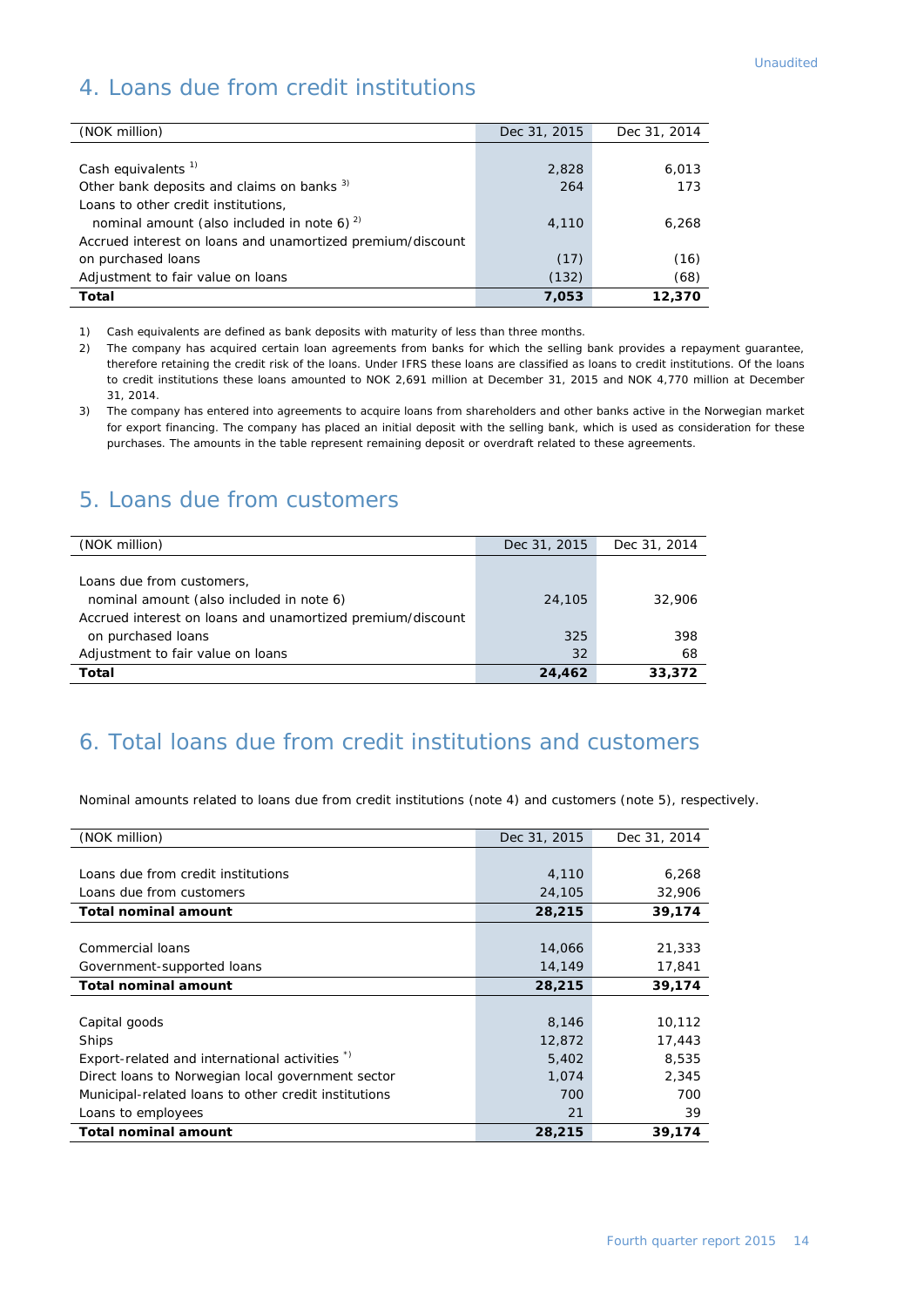Unaudited

## 4. Loans due from credit institutions

| (NOK million) | Dec 31, 2015 | Dec 31, 2014 |
|---|---|---|
| Cash equivalents [1] | 2,828 | 6,013 |
| Other bank deposits and claims on banks [3] | 264 | 173 |
| Loans to other credit institutions, nominal amount (also included in note 6) [2] | 4,110 | 6,268 |
| Accrued interest on loans and unamortized premium/discount on purchased loans | (17) | (16) |
| Adjustment to fair value on loans | (132) | (68) |
| **Total** | **7,053** | **12,370** |

1) Cash equivalents are defined as bank deposits with maturity of less than three months.

2) The company has acquired certain loan agreements from banks for which the selling bank provides a repayment guarantee, therefore retaining the credit risk of the loans. Under IFRS these loans are classified as loans to credit institutions. Of the loans to credit institutions these loans amounted to NOK 2,691 million at December 31, 2015 and NOK 4,770 million at December 31, 2014.

3) The company has entered into agreements to acquire loans from shareholders and other banks active in the Norwegian market for export financing. The company has placed an initial deposit with the selling bank, which is used as consideration for these purchases. The amounts in the table represent remaining deposit or overdraft related to these agreements.

## 5. Loans due from customers

| (NOK million) | Dec 31, 2015 | Dec 31, 2014 |
|---|---|---|
| Loans due from customers, nominal amount (also included in note 6) | 24,105 | 32,906 |
| Accrued interest on loans and unamortized premium/discount on purchased loans | 325 | 398 |
| Adjustment to fair value on loans | 32 | 68 |
| **Total** | **24,462** | **33,372** |

## 6. Total loans due from credit institutions and customers

Nominal amounts related to loans due from credit institutions (note 4) and customers (note 5), respectively.

| (NOK million) | Dec 31, 2015 | Dec 31, 2014 |
|---|---|---|
| Loans due from credit institutions | 4,110 | 6,268 |
| Loans due from customers | 24,105 | 32,906 |
| **Total nominal amount** | **28,215** | **39,174** |
| | | |
| Commercial loans | 14,066 | 21,333 |
| Government-supported loans | 14,149 | 17,841 |
| **Total nominal amount** | **28,215** | **39,174** |
| | | |
| Capital goods | 8,146 | 10,112 |
| Ships | 12,872 | 17,443 |
| Export-related and international activities [*] | 5,402 | 8,535 |
| Direct loans to Norwegian local government sector | 1,074 | 2,345 |
| Municipal-related loans to other credit institutions | 700 | 700 |
| Loans to employees | 21 | 39 |
| **Total nominal amount** | **28,215** | **39,174** |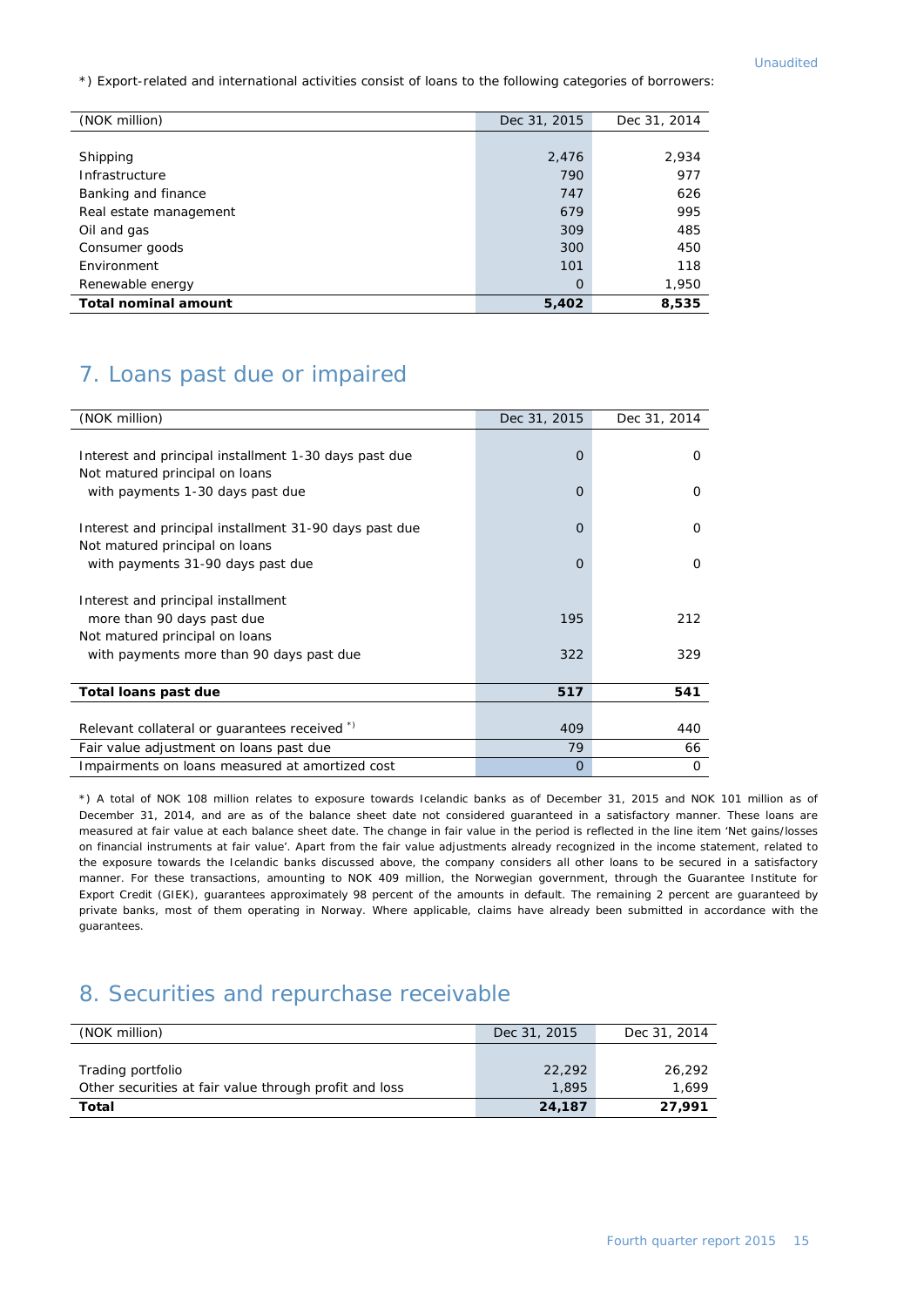*) Export-related and international activities consist of loans to the following categories of borrowers:

| (NOK million) | Dec 31, 2015 | Dec 31, 2014 |
|---|---|---|
| Shipping | 2,476 | 2,934 |
| Infrastructure | 790 | 977 |
| Banking and finance | 747 | 626 |
| Real estate management | 679 | 995 |
| Oil and gas | 309 | 485 |
| Consumer goods | 300 | 450 |
| Environment | 101 | 118 |
| Renewable energy | 0 | 1,950 |
| **Total nominal amount** | **5,402** | **8,535** |

## 7. Loans past due or impaired

| (NOK million) | Dec 31, 2015 | Dec 31, 2014 |
|---|---|---|
| Interest and principal installment 1-30 days past due | 0 | 0 |
| Not matured principal on loans with payments 1-30 days past due | 0 | 0 |
| Interest and principal installment 31-90 days past due | 0 | 0 |
| Not matured principal on loans with payments 31-90 days past due | 0 | 0 |
| Interest and principal installment more than 90 days past due | 195 | 212 |
| Not matured principal on loans with payments more than 90 days past due | 322 | 329 |
| **Total loans past due** | **517** | **541** |
| Relevant collateral or guarantees received *) | 409 | 440 |
| Fair value adjustment on loans past due | 79 | 66 |
| Impairments on loans measured at amortized cost | 0 | 0 |

*) A total of NOK 108 million relates to exposure towards Icelandic banks as of December 31, 2015 and NOK 101 million as of December 31, 2014, and are as of the balance sheet date not considered guaranteed in a satisfactory manner. These loans are measured at fair value at each balance sheet date. The change in fair value in the period is reflected in the line item 'Net gains/losses on financial instruments at fair value'. Apart from the fair value adjustments already recognized in the income statement, related to the exposure towards the Icelandic banks discussed above, the company considers all other loans to be secured in a satisfactory manner. For these transactions, amounting to NOK 409 million, the Norwegian government, through the Guarantee Institute for Export Credit (GIEK), guarantees approximately 98 percent of the amounts in default. The remaining 2 percent are guaranteed by private banks, most of them operating in Norway. Where applicable, claims have already been submitted in accordance with the guarantees.

## 8. Securities and repurchase receivable

| (NOK million) | Dec 31, 2015 | Dec 31, 2014 |
|---|---|---|
| Trading portfolio | 22,292 | 26,292 |
| Other securities at fair value through profit and loss | 1,895 | 1,699 |
| **Total** | **24,187** | **27,991** |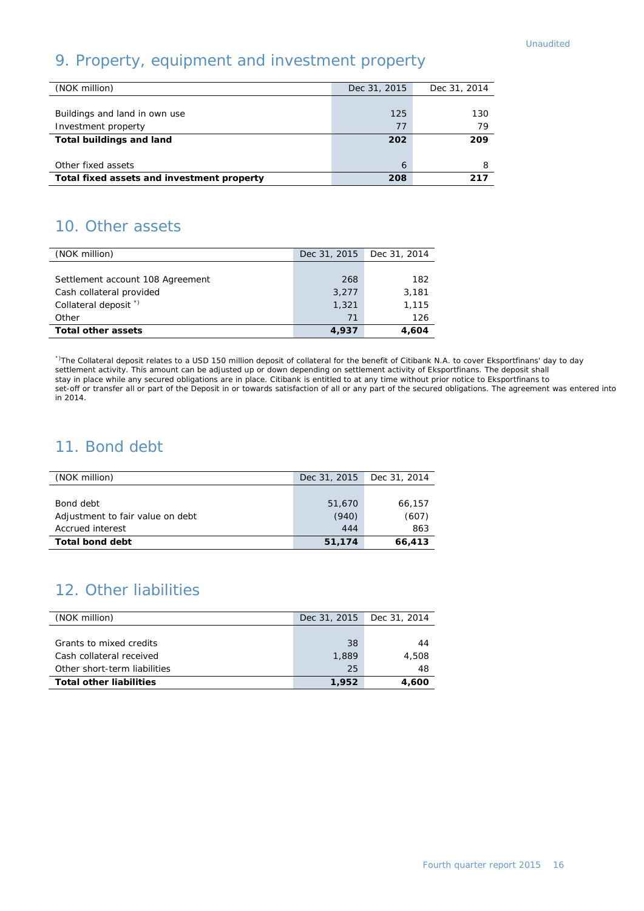Unaudited

## 9. Property, equipment and investment property

| (NOK million) | Dec 31, 2015 | Dec 31, 2014 |
|---|---|---|
| Buildings and land in own use | 125 | 130 |
| Investment property | 77 | 79 |
| **Total buildings and land** | **202** | **209** |
| Other fixed assets | 6 | 8 |
| **Total fixed assets and investment property** | **208** | **217** |

## 10. Other assets

| (NOK million) | Dec 31, 2015 | Dec 31, 2014 |
|---|---|---|
| Settlement account 108 Agreement | 268 | 182 |
| Cash collateral provided | 3,277 | 3,181 |
| Collateral deposit *) | 1,321 | 1,115 |
| Other | 71 | 126 |
| **Total other assets** | **4,937** | **4,604** |

*) The Collateral deposit relates to a USD 150 million deposit of collateral for the benefit of Citibank N.A. to cover Eksportfinans' day to day settlement activity. This amount can be adjusted up or down depending on settlement activity of Eksportfinans. The deposit shall stay in place while any secured obligations are in place. Citibank is entitled to at any time without prior notice to Eksportfinans to set-off or transfer all or part of the Deposit in or towards satisfaction of all or any part of the secured obligations. The agreement was entered into in 2014.

## 11. Bond debt

| (NOK million) | Dec 31, 2015 | Dec 31, 2014 |
|---|---|---|
| Bond debt | 51,670 | 66,157 |
| Adjustment to fair value on debt | (940) | (607) |
| Accrued interest | 444 | 863 |
| **Total bond debt** | **51,174** | **66,413** |

## 12. Other liabilities

| (NOK million) | Dec 31, 2015 | Dec 31, 2014 |
|---|---|---|
| Grants to mixed credits | 38 | 44 |
| Cash collateral received | 1,889 | 4,508 |
| Other short-term liabilities | 25 | 48 |
| **Total other liabilities** | **1,952** | **4,600** |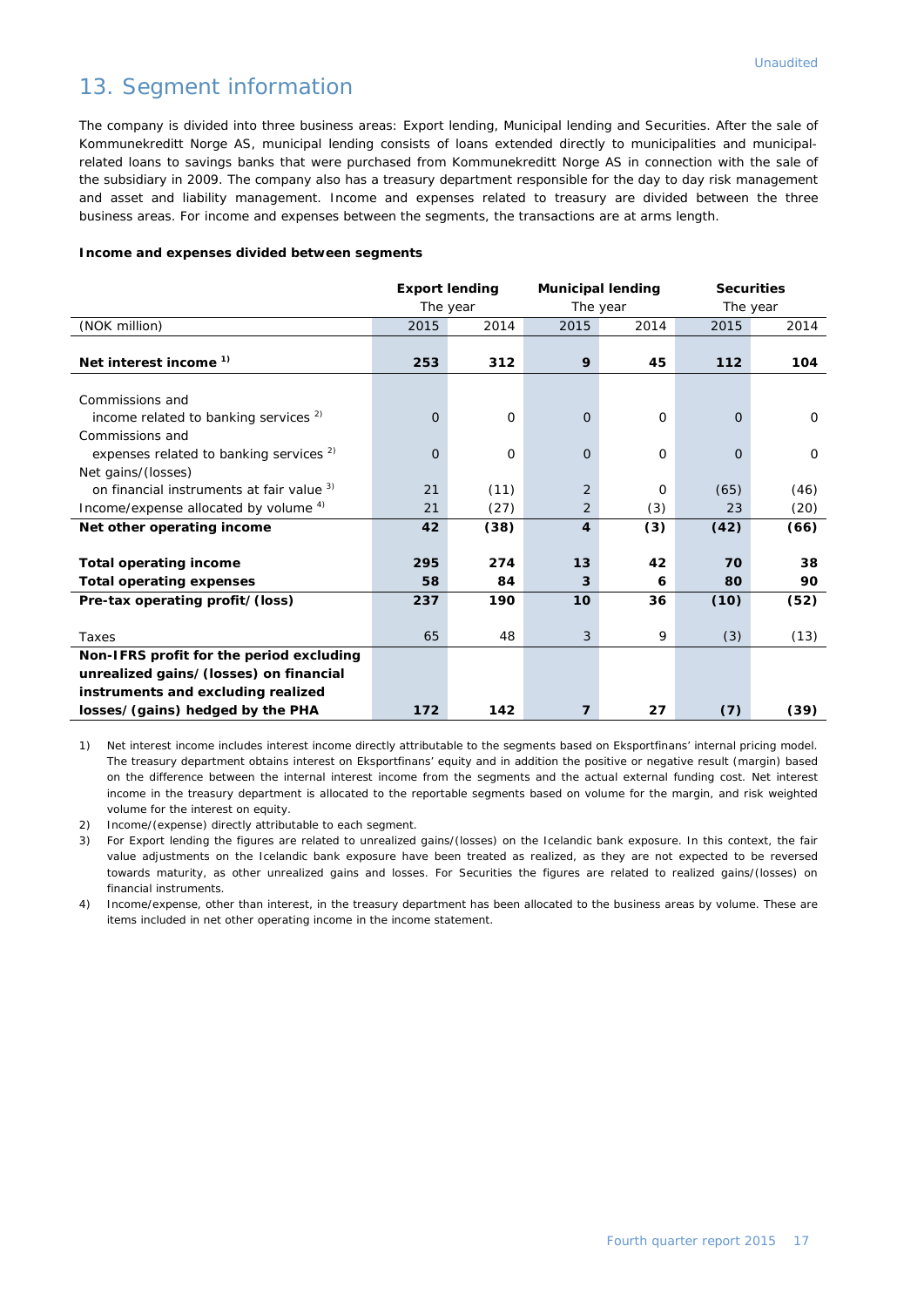Unaudited

# 13. Segment information

The company is divided into three business areas: Export lending, Municipal lending and Securities. After the sale of Kommunekreditt Norge AS, municipal lending consists of loans extended directly to municipalities and municipal-related loans to savings banks that were purchased from Kommunekreditt Norge AS in connection with the sale of the subsidiary in 2009. The company also has a treasury department responsible for the day to day risk management and asset and liability management. Income and expenses related to treasury are divided between the three business areas. For income and expenses between the segments, the transactions are at arms length.

**Income and expenses divided between segments**

| | Export lending | | Municipal lending | | Securities | |
|---|---|---|---|---|---|---|
| | The year | | The year | | The year | |
| (NOK million) | 2015 | 2014 | 2015 | 2014 | 2015 | 2014 |
| **Net interest income [1)]** | **253** | **312** | **9** | **45** | **112** | **104** |
| Commissions and income related to banking services [2)] | 0 | 0 | 0 | 0 | 0 | 0 |
| Commissions and expenses related to banking services [2)] | 0 | 0 | 0 | 0 | 0 | 0 |
| Net gains/(losses) on financial instruments at fair value [3)] | 21 | (11) | 2 | 0 | (65) | (46) |
| Income/expense allocated by volume [4)] | 21 | (27) | 2 | (3) | 23 | (20) |
| **Net other operating income** | **42** | **(38)** | **4** | **(3)** | **(42)** | **(66)** |
| **Total operating income** | **295** | **274** | **13** | **42** | **70** | **38** |
| **Total operating expenses** | **58** | **84** | **3** | **6** | **80** | **90** |
| **Pre-tax operating profit/(loss)** | **237** | **190** | **10** | **36** | **(10)** | **(52)** |
| Taxes | 65 | 48 | 3 | 9 | (3) | (13) |
| **Non-IFRS profit for the period excluding unrealized gains/(losses) on financial instruments and excluding realized losses/(gains) hedged by the PHA** | **172** | **142** | **7** | **27** | **(7)** | **(39)** |

1) Net interest income includes interest income directly attributable to the segments based on Eksportfinans' internal pricing model. The treasury department obtains interest on Eksportfinans' equity and in addition the positive or negative result (margin) based on the difference between the internal interest income from the segments and the actual external funding cost. Net interest income in the treasury department is allocated to the reportable segments based on volume for the margin, and risk weighted volume for the interest on equity.

2) Income/(expense) directly attributable to each segment.

3) For Export lending the figures are related to unrealized gains/(losses) on the Icelandic bank exposure. In this context, the fair value adjustments on the Icelandic bank exposure have been treated as realized, as they are not expected to be reversed towards maturity, as other unrealized gains and losses. For Securities the figures are related to realized gains/(losses) on financial instruments.

4) Income/expense, other than interest, in the treasury department has been allocated to the business areas by volume. These are items included in net other operating income in the income statement.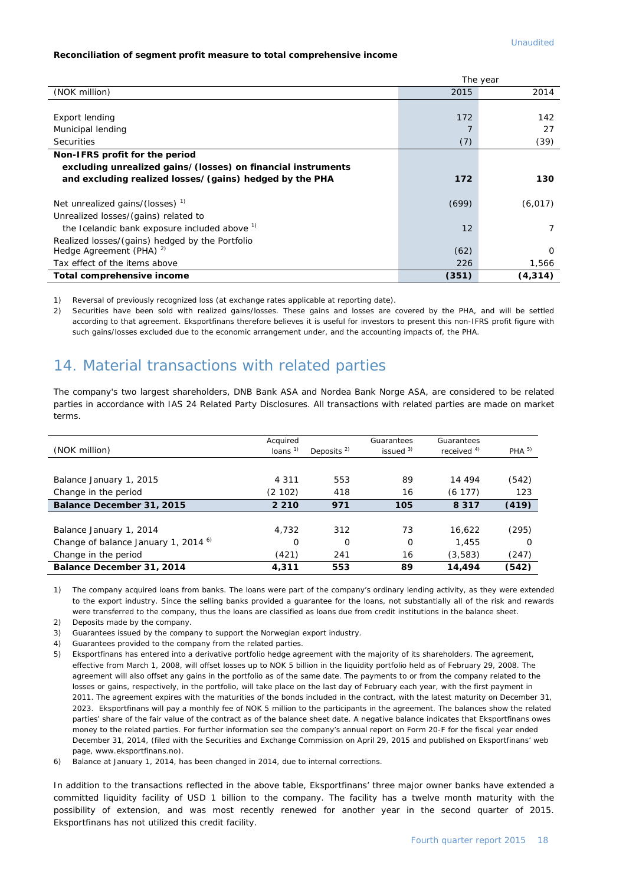Unaudited

**Reconciliation of segment profit measure to total comprehensive income**

| (NOK million) | The year 2015 | 2014 |
|---|---|---|
| Export lending | 172 | 142 |
| Municipal lending | 7 | 27 |
| Securities | (7) | (39) |
| **Non-IFRS profit for the period excluding unrealized gains/(losses) on financial instruments and excluding realized losses/(gains) hedged by the PHA** | **172** | **130** |
| Net unrealized gains/(losses) [1] | (699) | (6,017) |
| Unrealized losses/(gains) related to the Icelandic bank exposure included above [1] | 12 | 7 |
| Realized losses/(gains) hedged by the Portfolio Hedge Agreement (PHA) [2] | (62) | 0 |
| Tax effect of the items above | 226 | 1,566 |
| **Total comprehensive income** | **(351)** | **(4,314)** |

1) Reversal of previously recognized loss (at exchange rates applicable at reporting date).

2) Securities have been sold with realized gains/losses. These gains and losses are covered by the PHA, and will be settled according to that agreement. Eksportfinans therefore believes it is useful for investors to present this non-IFRS profit figure with such gains/losses excluded due to the economic arrangement under, and the accounting impacts of, the PHA.

# 14. Material transactions with related parties

The company's two largest shareholders, DNB Bank ASA and Nordea Bank Norge ASA, are considered to be related parties in accordance with IAS 24 Related Party Disclosures. All transactions with related parties are made on market terms.

| (NOK million) | Acquired loans [1] | Deposits [2] | Guarantees issued [3] | Guarantees received [4] | PHA [5] |
|---|---|---|---|---|---|
| Balance January 1, 2015 | 4 311 | 553 | 89 | 14 494 | (542) |
| Change in the period | (2 102) | 418 | 16 | (6 177) | 123 |
| **Balance December 31, 2015** | **2 210** | **971** | **105** | **8 317** | **(419)** |
| Balance January 1, 2014 | 4,732 | 312 | 73 | 16,622 | (295) |
| Change of balance January 1, 2014 [6] | 0 | 0 | 0 | 1,455 | 0 |
| Change in the period | (421) | 241 | 16 | (3,583) | (247) |
| **Balance December 31, 2014** | **4,311** | **553** | **89** | **14,494** | **(542)** |

1) The company acquired loans from banks. The loans were part of the company's ordinary lending activity, as they were extended to the export industry. Since the selling banks provided a guarantee for the loans, not substantially all of the risk and rewards were transferred to the company, thus the loans are classified as loans due from credit institutions in the balance sheet.

2) Deposits made by the company.

3) Guarantees issued by the company to support the Norwegian export industry.

4) Guarantees provided to the company from the related parties.

5) Eksportfinans has entered into a derivative portfolio hedge agreement with the majority of its shareholders. The agreement, effective from March 1, 2008, will offset losses up to NOK 5 billion in the liquidity portfolio held as of February 29, 2008. The agreement will also offset any gains in the portfolio as of the same date. The payments to or from the company related to the losses or gains, respectively, in the portfolio, will take place on the last day of February each year, with the first payment in 2011. The agreement expires with the maturities of the bonds included in the contract, with the latest maturity on December 31, 2023. Eksportfinans will pay a monthly fee of NOK 5 million to the participants in the agreement. The balances show the related parties' share of the fair value of the contract as of the balance sheet date. A negative balance indicates that Eksportfinans owes money to the related parties. For further information see the company's annual report on Form 20-F for the fiscal year ended December 31, 2014, (filed with the Securities and Exchange Commission on April 29, 2015 and published on Eksportfinans' web page, www.eksportfinans.no).

6) Balance at January 1, 2014, has been changed in 2014, due to internal corrections.

In addition to the transactions reflected in the above table, Eksportfinans' three major owner banks have extended a committed liquidity facility of USD 1 billion to the company. The facility has a twelve month maturity with the possibility of extension, and was most recently renewed for another year in the second quarter of 2015. Eksportfinans has not utilized this credit facility.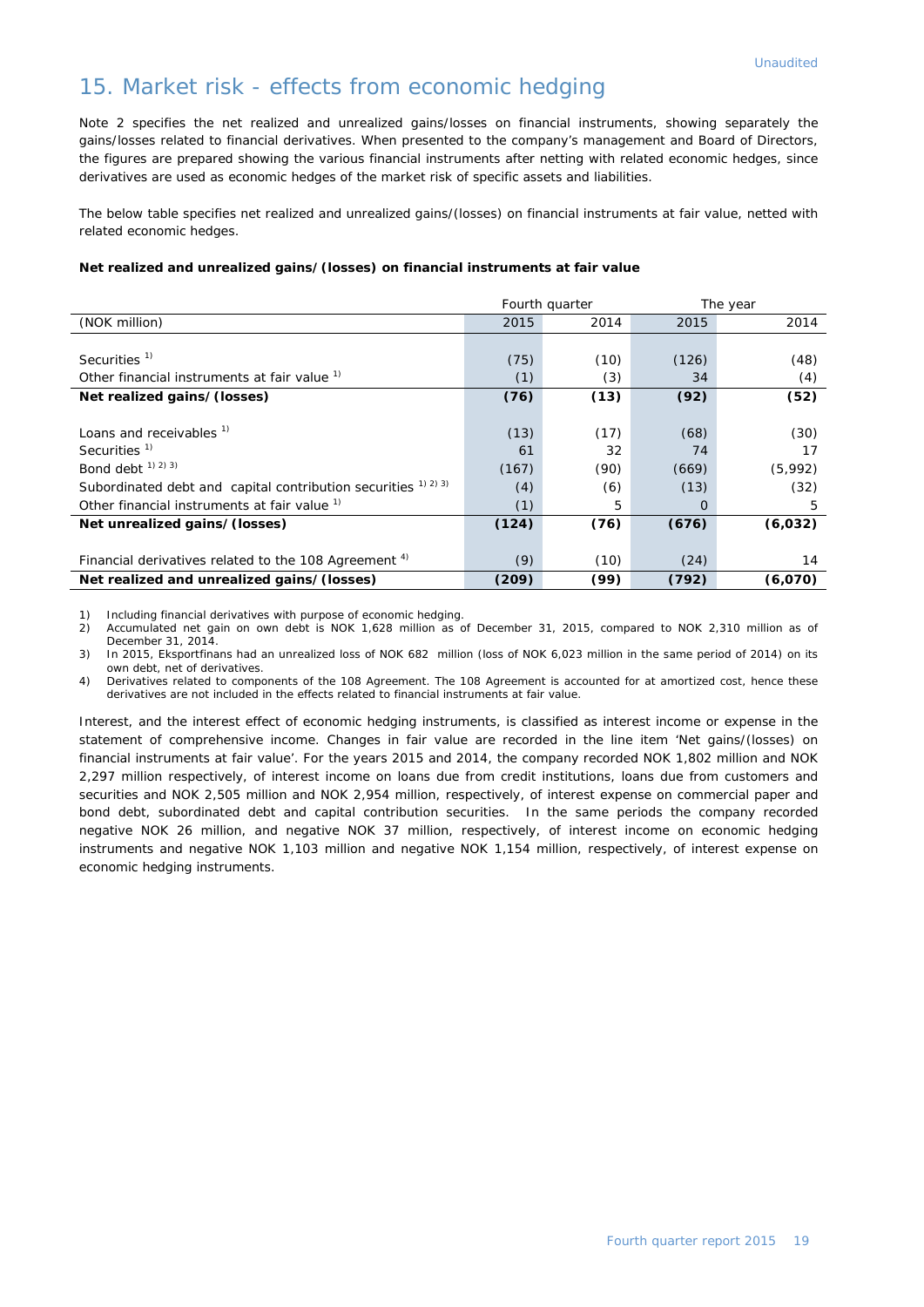Unaudited

# 15. Market risk - effects from economic hedging

Note 2 specifies the net realized and unrealized gains/losses on financial instruments, showing separately the gains/losses related to financial derivatives. When presented to the company's management and Board of Directors, the figures are prepared showing the various financial instruments after netting with related economic hedges, since derivatives are used as economic hedges of the market risk of specific assets and liabilities.

The below table specifies net realized and unrealized gains/(losses) on financial instruments at fair value, netted with related economic hedges.

**Net realized and unrealized gains/(losses) on financial instruments at fair value**

| | Fourth quarter | | The year | |
|---|---|---|---|---|
| (NOK million) | 2015 | 2014 | 2015 | 2014 |
| Securities [1] | (75) | (10) | (126) | (48) |
| Other financial instruments at fair value [1] | (1) | (3) | 34 | (4) |
| **Net realized gains/(losses)** | **(76)** | **(13)** | **(92)** | **(52)** |
| Loans and receivables [1] | (13) | (17) | (68) | (30) |
| Securities [1] | 61 | 32 | 74 | 17 |
| Bond debt [1] [2] [3] | (167) | (90) | (669) | (5,992) |
| Subordinated debt and capital contribution securities [1] [2] [3] | (4) | (6) | (13) | (32) |
| Other financial instruments at fair value [1] | (1) | 5 | 0 | 5 |
| **Net unrealized gains/(losses)** | **(124)** | **(76)** | **(676)** | **(6,032)** |
| Financial derivatives related to the 108 Agreement [4] | (9) | (10) | (24) | 14 |
| **Net realized and unrealized gains/(losses)** | **(209)** | **(99)** | **(792)** | **(6,070)** |

1) Including financial derivatives with purpose of economic hedging.
2) Accumulated net gain on own debt is NOK 1,628 million as of December 31, 2015, compared to NOK 2,310 million as of December 31, 2014.
3) In 2015, Eksportfinans had an unrealized loss of NOK 682 million (loss of NOK 6,023 million in the same period of 2014) on its own debt, net of derivatives.
4) Derivatives related to components of the 108 Agreement. The 108 Agreement is accounted for at amortized cost, hence these derivatives are not included in the effects related to financial instruments at fair value.

Interest, and the interest effect of economic hedging instruments, is classified as interest income or expense in the statement of comprehensive income. Changes in fair value are recorded in the line item 'Net gains/(losses) on financial instruments at fair value'. For the years 2015 and 2014, the company recorded NOK 1,802 million and NOK 2,297 million respectively, of interest income on loans due from credit institutions, loans due from customers and securities and NOK 2,505 million and NOK 2,954 million, respectively, of interest expense on commercial paper and bond debt, subordinated debt and capital contribution securities. In the same periods the company recorded negative NOK 26 million, and negative NOK 37 million, respectively, of interest income on economic hedging instruments and negative NOK 1,103 million and negative NOK 1,154 million, respectively, of interest expense on economic hedging instruments.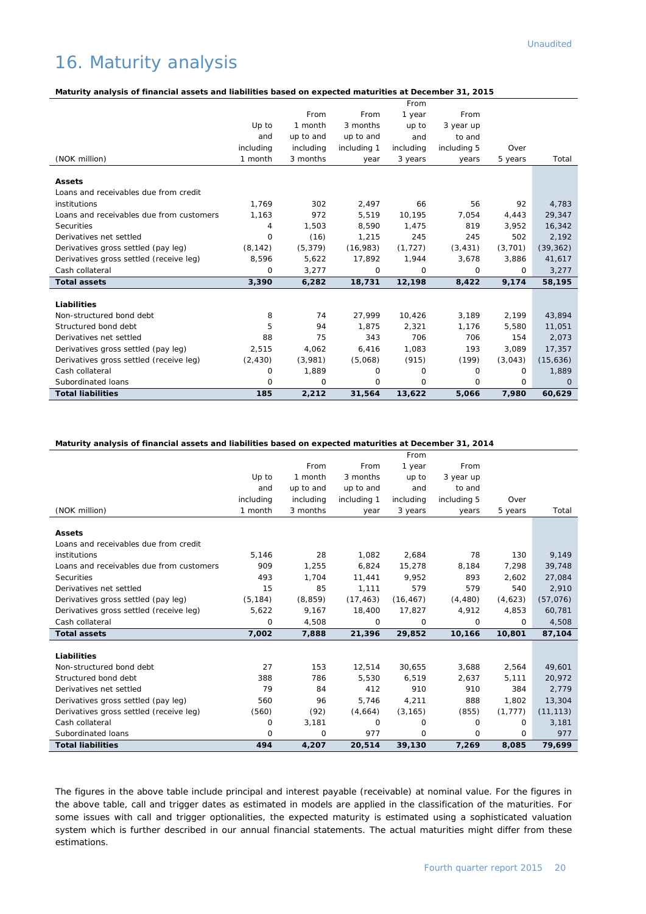Unaudited

# 16. Maturity analysis

**Maturity analysis of financial assets and liabilities based on expected maturities at December 31, 2015**

| (NOK million) | Up to and including 1 month | From 1 month up to and including 3 months | From 3 months up to and including 1 year | From 1 year up to and including 3 years | From 3 year up to and including 5 years | Over 5 years | Total |
|---|---|---|---|---|---|---|---|
| **Assets** | | | | | | | |
| Loans and receivables due from credit institutions | 1,769 | 302 | 2,497 | 66 | 56 | 92 | 4,783 |
| Loans and receivables due from customers | 1,163 | 972 | 5,519 | 10,195 | 7,054 | 4,443 | 29,347 |
| Securities | 4 | 1,503 | 8,590 | 1,475 | 819 | 3,952 | 16,342 |
| Derivatives net settled | 0 | (16) | 1,215 | 245 | 245 | 502 | 2,192 |
| Derivatives gross settled (pay leg) | (8,142) | (5,379) | (16,983) | (1,727) | (3,431) | (3,701) | (39,362) |
| Derivatives gross settled (receive leg) | 8,596 | 5,622 | 17,892 | 1,944 | 3,678 | 3,886 | 41,617 |
| Cash collateral | 0 | 3,277 | 0 | 0 | 0 | 0 | 3,277 |
| **Total assets** | **3,390** | **6,282** | **18,731** | **12,198** | **8,422** | **9,174** | **58,195** |
| **Liabilities** | | | | | | | |
| Non-structured bond debt | 8 | 74 | 27,999 | 10,426 | 3,189 | 2,199 | 43,894 |
| Structured bond debt | 5 | 94 | 1,875 | 2,321 | 1,176 | 5,580 | 11,051 |
| Derivatives net settled | 88 | 75 | 343 | 706 | 706 | 154 | 2,073 |
| Derivatives gross settled (pay leg) | 2,515 | 4,062 | 6,416 | 1,083 | 193 | 3,089 | 17,357 |
| Derivatives gross settled (receive leg) | (2,430) | (3,981) | (5,068) | (915) | (199) | (3,043) | (15,636) |
| Cash collateral | 0 | 1,889 | 0 | 0 | 0 | 0 | 1,889 |
| Subordinated loans | 0 | 0 | 0 | 0 | 0 | 0 | 0 |
| **Total liabilities** | **185** | **2,212** | **31,564** | **13,622** | **5,066** | **7,980** | **60,629** |

**Maturity analysis of financial assets and liabilities based on expected maturities at December 31, 2014**

| (NOK million) | Up to and including 1 month | From 1 month up to and including 3 months | From 3 months up to and including 1 year | From 1 year up to and including 3 years | From 3 year up to and including 5 years | Over 5 years | Total |
|---|---|---|---|---|---|---|---|
| **Assets** | | | | | | | |
| Loans and receivables due from credit institutions | 5,146 | 28 | 1,082 | 2,684 | 78 | 130 | 9,149 |
| Loans and receivables due from customers | 909 | 1,255 | 6,824 | 15,278 | 8,184 | 7,298 | 39,748 |
| Securities | 493 | 1,704 | 11,441 | 9,952 | 893 | 2,602 | 27,084 |
| Derivatives net settled | 15 | 85 | 1,111 | 579 | 579 | 540 | 2,910 |
| Derivatives gross settled (pay leg) | (5,184) | (8,859) | (17,463) | (16,467) | (4,480) | (4,623) | (57,076) |
| Derivatives gross settled (receive leg) | 5,622 | 9,167 | 18,400 | 17,827 | 4,912 | 4,853 | 60,781 |
| Cash collateral | 0 | 4,508 | 0 | 0 | 0 | 0 | 4,508 |
| **Total assets** | **7,002** | **7,888** | **21,396** | **29,852** | **10,166** | **10,801** | **87,104** |
| **Liabilities** | | | | | | | |
| Non-structured bond debt | 27 | 153 | 12,514 | 30,655 | 3,688 | 2,564 | 49,601 |
| Structured bond debt | 388 | 786 | 5,530 | 6,519 | 2,637 | 5,111 | 20,972 |
| Derivatives net settled | 79 | 84 | 412 | 910 | 910 | 384 | 2,779 |
| Derivatives gross settled (pay leg) | 560 | 96 | 5,746 | 4,211 | 888 | 1,802 | 13,304 |
| Derivatives gross settled (receive leg) | (560) | (92) | (4,664) | (3,165) | (855) | (1,777) | (11,113) |
| Cash collateral | 0 | 3,181 | 0 | 0 | 0 | 0 | 3,181 |
| Subordinated loans | 0 | 0 | 977 | 0 | 0 | 0 | 977 |
| **Total liabilities** | **494** | **4,207** | **20,514** | **39,130** | **7,269** | **8,085** | **79,699** |

The figures in the above table include principal and interest payable (receivable) at nominal value. For the figures in the above table, call and trigger dates as estimated in models are applied in the classification of the maturities. For some issues with call and trigger optionalities, the expected maturity is estimated using a sophisticated valuation system which is further described in our annual financial statements. The actual maturities might differ from these estimations.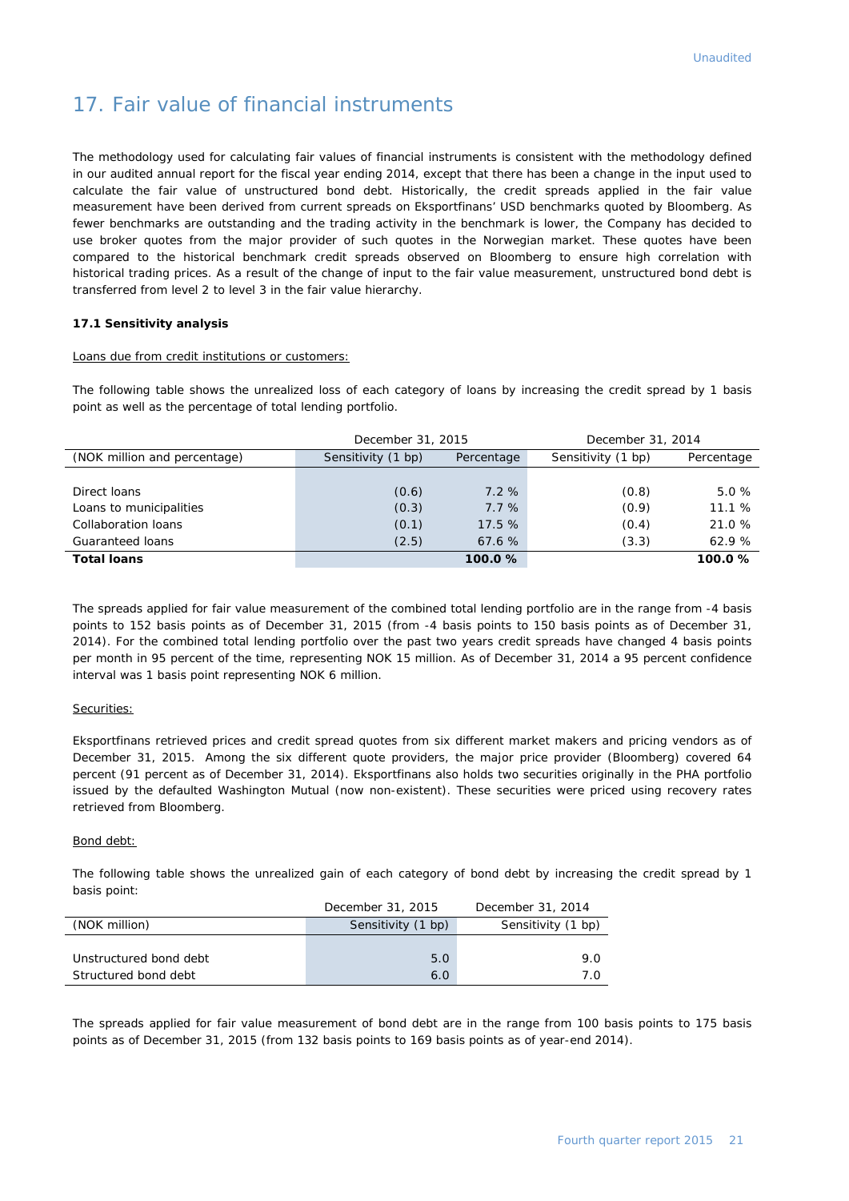# 17. Fair value of financial instruments

The methodology used for calculating fair values of financial instruments is consistent with the methodology defined in our audited annual report for the fiscal year ending 2014, except that there has been a change in the input used to calculate the fair value of unstructured bond debt. Historically, the credit spreads applied in the fair value measurement have been derived from current spreads on Eksportfinans' USD benchmarks quoted by Bloomberg. As fewer benchmarks are outstanding and the trading activity in the benchmark is lower, the Company has decided to use broker quotes from the major provider of such quotes in the Norwegian market. These quotes have been compared to the historical benchmark credit spreads observed on Bloomberg to ensure high correlation with historical trading prices. As a result of the change of input to the fair value measurement, unstructured bond debt is transferred from level 2 to level 3 in the fair value hierarchy.

**17.1 Sensitivity analysis**

Loans due from credit institutions or customers:

The following table shows the unrealized loss of each category of loans by increasing the credit spread by 1 basis point as well as the percentage of total lending portfolio.

| | December 31, 2015 | | December 31, 2014 | |
|---|---|---|---|---|
| (NOK million and percentage) | Sensitivity (1 bp) | Percentage | Sensitivity (1 bp) | Percentage |
| Direct loans | (0.6) | 7.2 % | (0.8) | 5.0 % |
| Loans to municipalities | (0.3) | 7.7 % | (0.9) | 11.1 % |
| Collaboration loans | (0.1) | 17.5 % | (0.4) | 21.0 % |
| Guaranteed loans | (2.5) | 67.6 % | (3.3) | 62.9 % |
| **Total loans** | | **100.0 %** | | **100.0 %** |

The spreads applied for fair value measurement of the combined total lending portfolio are in the range from -4 basis points to 152 basis points as of December 31, 2015 (from -4 basis points to 150 basis points as of December 31, 2014). For the combined total lending portfolio over the past two years credit spreads have changed 4 basis points per month in 95 percent of the time, representing NOK 15 million. As of December 31, 2014 a 95 percent confidence interval was 1 basis point representing NOK 6 million.

Securities:

Eksportfinans retrieved prices and credit spread quotes from six different market makers and pricing vendors as of December 31, 2015. Among the six different quote providers, the major price provider (Bloomberg) covered 64 percent (91 percent as of December 31, 2014). Eksportfinans also holds two securities originally in the PHA portfolio issued by the defaulted Washington Mutual (now non-existent). These securities were priced using recovery rates retrieved from Bloomberg.

Bond debt:

The following table shows the unrealized gain of each category of bond debt by increasing the credit spread by 1 basis point:

| | December 31, 2015 | December 31, 2014 |
|---|---|---|
| (NOK million) | Sensitivity (1 bp) | Sensitivity (1 bp) |
| Unstructured bond debt | 5.0 | 9.0 |
| Structured bond debt | 6.0 | 7.0 |

The spreads applied for fair value measurement of bond debt are in the range from 100 basis points to 175 basis points as of December 31, 2015 (from 132 basis points to 169 basis points as of year-end 2014).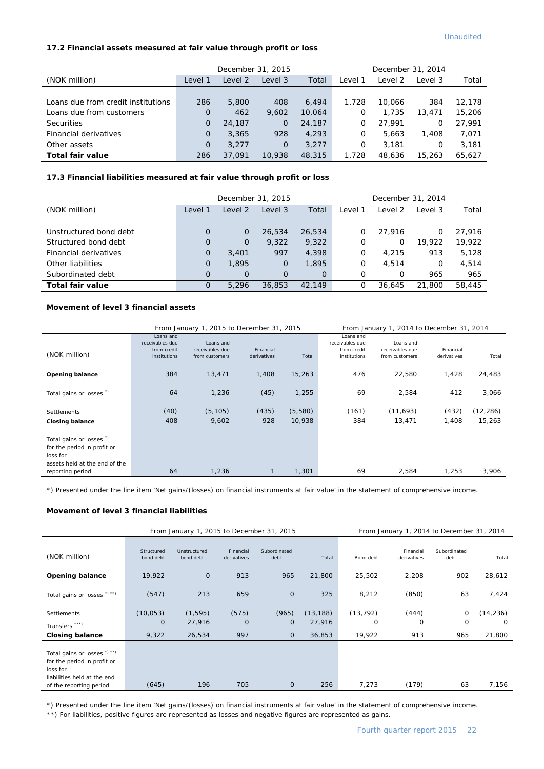Unaudited

### 17.2 Financial assets measured at fair value through profit or loss

| (NOK million) | December 31, 2015 | | | | December 31, 2014 | | | |
|---|---|---|---|---|---|---|---|---|
| | Level 1 | Level 2 | Level 3 | Total | Level 1 | Level 2 | Level 3 | Total |
| Loans due from credit institutions | 286 | 5,800 | 408 | 6,494 | 1,728 | 10,066 | 384 | 12,178 |
| Loans due from customers | 0 | 462 | 9,602 | 10,064 | 0 | 1,735 | 13,471 | 15,206 |
| Securities | 0 | 24,187 | 0 | 24,187 | 0 | 27,991 | 0 | 27,991 |
| Financial derivatives | 0 | 3,365 | 928 | 4,293 | 0 | 5,663 | 1,408 | 7,071 |
| Other assets | 0 | 3,277 | 0 | 3,277 | 0 | 3,181 | 0 | 3,181 |
| **Total fair value** | 286 | 37,091 | 10,938 | 48,315 | 1,728 | 48,636 | 15,263 | 65,627 |

### 17.3 Financial liabilities measured at fair value through profit or loss

| (NOK million) | December 31, 2015 | | | | December 31, 2014 | | | |
|---|---|---|---|---|---|---|---|---|
| | Level 1 | Level 2 | Level 3 | Total | Level 1 | Level 2 | Level 3 | Total |
| Unstructured bond debt | 0 | 0 | 26,534 | 26,534 | 0 | 27,916 | 0 | 27,916 |
| Structured bond debt | 0 | 0 | 9,322 | 9,322 | 0 | 0 | 19,922 | 19,922 |
| Financial derivatives | 0 | 3,401 | 997 | 4,398 | 0 | 4,215 | 913 | 5,128 |
| Other liabilities | 0 | 1,895 | 0 | 1,895 | 0 | 4,514 | 0 | 4,514 |
| Subordinated debt | 0 | 0 | 0 | 0 | 0 | 0 | 965 | 965 |
| **Total fair value** | 0 | 5,296 | 36,853 | 42,149 | 0 | 36,645 | 21,800 | 58,445 |

### Movement of level 3 financial assets

| (NOK million) | From January 1, 2015 to December 31, 2015 | | | | From January 1, 2014 to December 31, 2014 | | | |
|---|---|---|---|---|---|---|---|---|
| | Loans and receivables due from credit institutions | Loans and receivables due from customers | Financial derivatives | Total | Loans and receivables due from credit institutions | Loans and receivables due from customers | Financial derivatives | Total |
| **Opening balance** | 384 | 13,471 | 1,408 | 15,263 | 476 | 22,580 | 1,428 | 24,483 |
| Total gains or losses *) | 64 | 1,236 | (45) | 1,255 | 69 | 2,584 | 412 | 3,066 |
| Settlements | (40) | (5,105) | (435) | (5,580) | (161) | (11,693) | (432) | (12,286) |
| **Closing balance** | 408 | 9,602 | 928 | 10,938 | 384 | 13,471 | 1,408 | 15,263 |
| Total gains or losses *) for the period in profit or loss for assets held at the end of the reporting period | 64 | 1,236 | 1 | 1,301 | 69 | 2,584 | 1,253 | 3,906 |

*) Presented under the line item 'Net gains/(losses) on financial instruments at fair value' in the statement of comprehensive income.

### Movement of level 3 financial liabilities

| (NOK million) | From January 1, 2015 to December 31, 2015 | | | | | From January 1, 2014 to December 31, 2014 | | | |
|---|---|---|---|---|---|---|---|---|---|
| | Structured bond debt | Unstructured bond debt | Financial derivatives | Subordinated debt | Total | Bond debt | Financial derivatives | Subordinated debt | Total |
| **Opening balance** | 19,922 | 0 | 913 | 965 | 21,800 | 25,502 | 2,208 | 902 | 28,612 |
| Total gains or losses *) **) | (547) | 213 | 659 | 0 | 325 | 8,212 | (850) | 63 | 7,424 |
| Settlements | (10,053) | (1,595) | (575) | (965) | (13,188) | (13,792) | (444) | 0 | (14,236) |
| Transfers ***) | 0 | 27,916 | 0 | 0 | 27,916 | 0 | 0 | 0 | 0 |
| **Closing balance** | 9,322 | 26,534 | 997 | 0 | 36,853 | 19,922 | 913 | 965 | 21,800 |
| Total gains or losses *) **) for the period in profit or loss for liabilities held at the end of the reporting period | (645) | 196 | 705 | 0 | 256 | 7,273 | (179) | 63 | 7,156 |

*) Presented under the line item 'Net gains/(losses) on financial instruments at fair value' in the statement of comprehensive income.

**) For liabilities, positive figures are represented as losses and negative figures are represented as gains.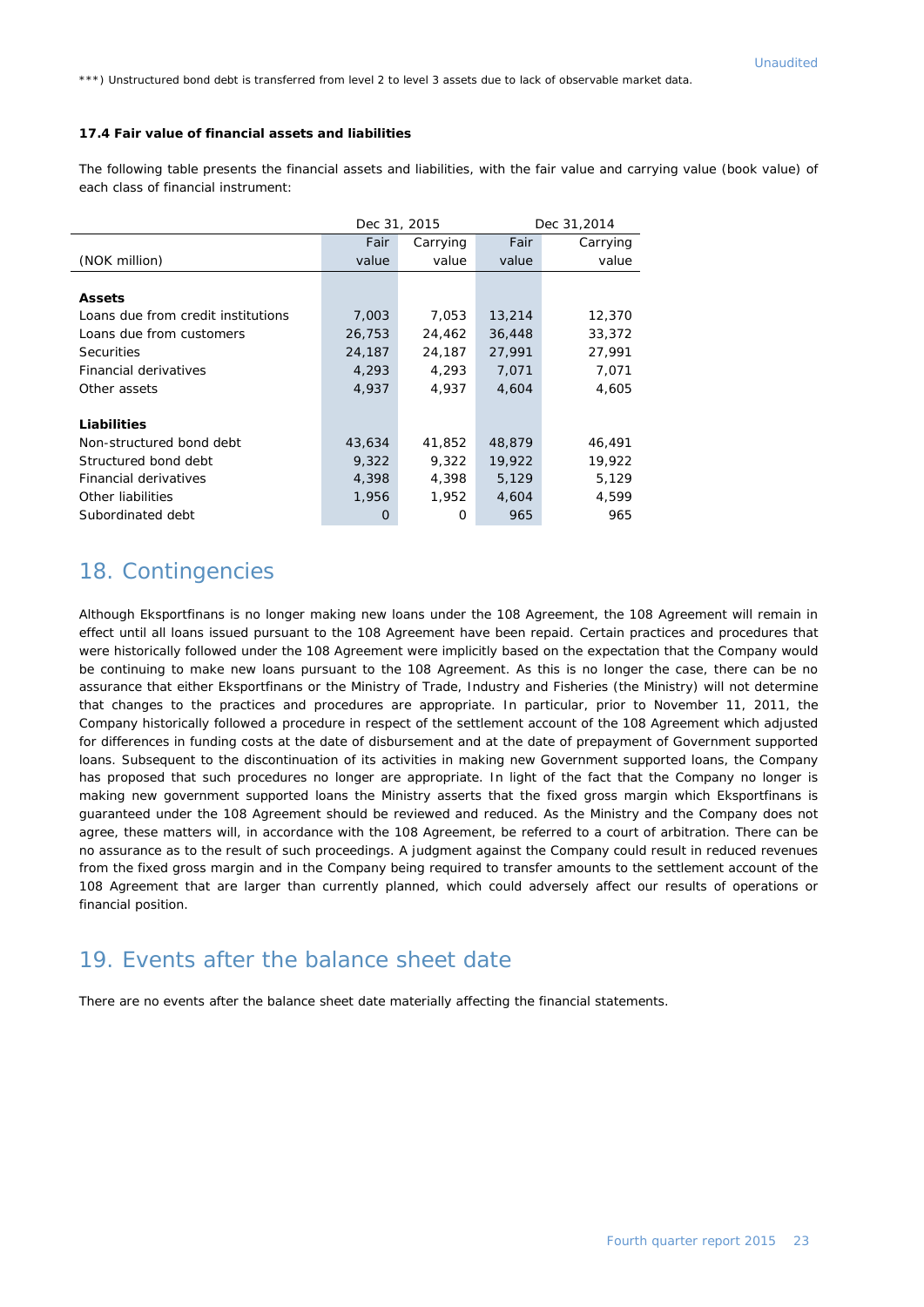***) Unstructured bond debt is transferred from level 2 to level 3 assets due to lack of observable market data.

**17.4 Fair value of financial assets and liabilities**

The following table presents the financial assets and liabilities, with the fair value and carrying value (book value) of each class of financial instrument:

| | Dec 31, 2015 | | Dec 31,2014 | |
|---|---|---|---|---|
| (NOK million) | Fair value | Carrying value | Fair value | Carrying value |
| **Assets** | | | | |
| Loans due from credit institutions | 7,003 | 7,053 | 13,214 | 12,370 |
| Loans due from customers | 26,753 | 24,462 | 36,448 | 33,372 |
| Securities | 24,187 | 24,187 | 27,991 | 27,991 |
| Financial derivatives | 4,293 | 4,293 | 7,071 | 7,071 |
| Other assets | 4,937 | 4,937 | 4,604 | 4,605 |
| **Liabilities** | | | | |
| Non-structured bond debt | 43,634 | 41,852 | 48,879 | 46,491 |
| Structured bond debt | 9,322 | 9,322 | 19,922 | 19,922 |
| Financial derivatives | 4,398 | 4,398 | 5,129 | 5,129 |
| Other liabilities | 1,956 | 1,952 | 4,604 | 4,599 |
| Subordinated debt | 0 | 0 | 965 | 965 |

# 18. Contingencies

Although Eksportfinans is no longer making new loans under the 108 Agreement, the 108 Agreement will remain in effect until all loans issued pursuant to the 108 Agreement have been repaid. Certain practices and procedures that were historically followed under the 108 Agreement were implicitly based on the expectation that the Company would be continuing to make new loans pursuant to the 108 Agreement. As this is no longer the case, there can be no assurance that either Eksportfinans or the Ministry of Trade, Industry and Fisheries (the Ministry) will not determine that changes to the practices and procedures are appropriate. In particular, prior to November 11, 2011, the Company historically followed a procedure in respect of the settlement account of the 108 Agreement which adjusted for differences in funding costs at the date of disbursement and at the date of prepayment of Government supported loans. Subsequent to the discontinuation of its activities in making new Government supported loans, the Company has proposed that such procedures no longer are appropriate. In light of the fact that the Company no longer is making new government supported loans the Ministry asserts that the fixed gross margin which Eksportfinans is guaranteed under the 108 Agreement should be reviewed and reduced. As the Ministry and the Company does not agree, these matters will, in accordance with the 108 Agreement, be referred to a court of arbitration. There can be no assurance as to the result of such proceedings. A judgment against the Company could result in reduced revenues from the fixed gross margin and in the Company being required to transfer amounts to the settlement account of the 108 Agreement that are larger than currently planned, which could adversely affect our results of operations or financial position.

# 19. Events after the balance sheet date

There are no events after the balance sheet date materially affecting the financial statements.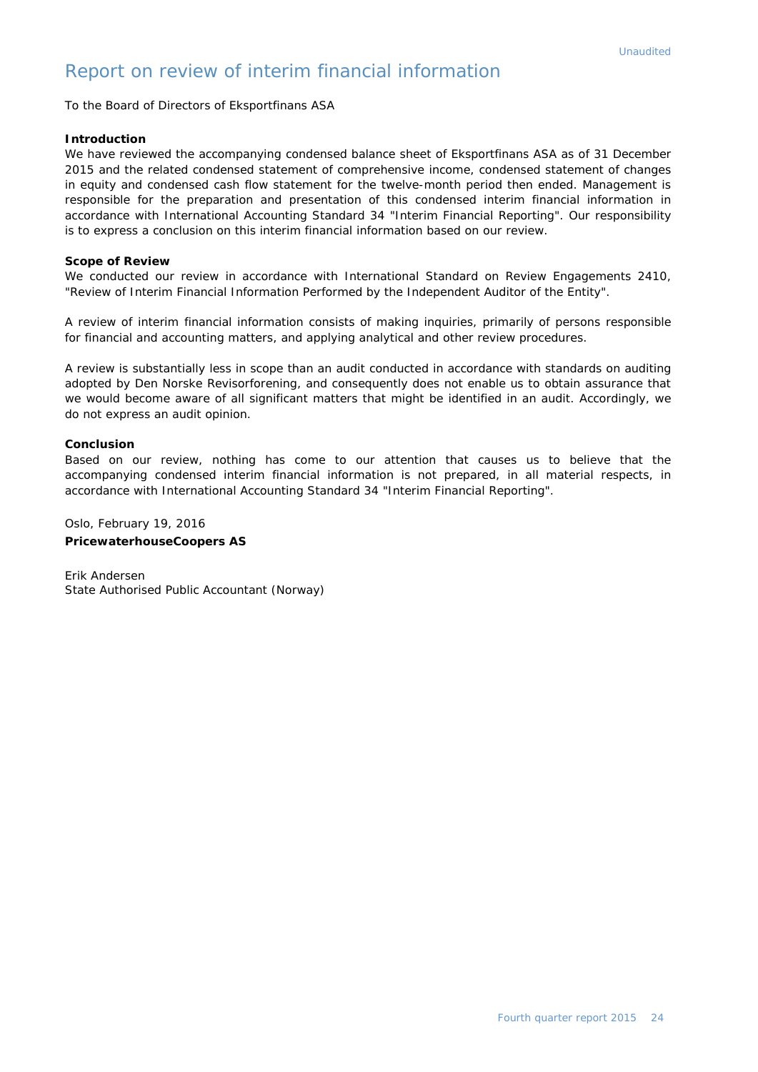# Report on review of interim financial information

To the Board of Directors of Eksportfinans ASA

**Introduction**

We have reviewed the accompanying condensed balance sheet of Eksportfinans ASA as of 31 December 2015 and the related condensed statement of comprehensive income, condensed statement of changes in equity and condensed cash flow statement for the twelve-month period then ended. Management is responsible for the preparation and presentation of this condensed interim financial information in accordance with International Accounting Standard 34 "Interim Financial Reporting". Our responsibility is to express a conclusion on this interim financial information based on our review.

**Scope of Review**

We conducted our review in accordance with International Standard on Review Engagements 2410, "Review of Interim Financial Information Performed by the Independent Auditor of the Entity".

A review of interim financial information consists of making inquiries, primarily of persons responsible for financial and accounting matters, and applying analytical and other review procedures.

A review is substantially less in scope than an audit conducted in accordance with standards on auditing adopted by Den Norske Revisorforening, and consequently does not enable us to obtain assurance that we would become aware of all significant matters that might be identified in an audit. Accordingly, we do not express an audit opinion.

**Conclusion**

Based on our review, nothing has come to our attention that causes us to believe that the accompanying condensed interim financial information is not prepared, in all material respects, in accordance with International Accounting Standard 34 "Interim Financial Reporting".

Oslo, February 19, 2016

**PricewaterhouseCoopers AS**

Erik Andersen
State Authorised Public Accountant (Norway)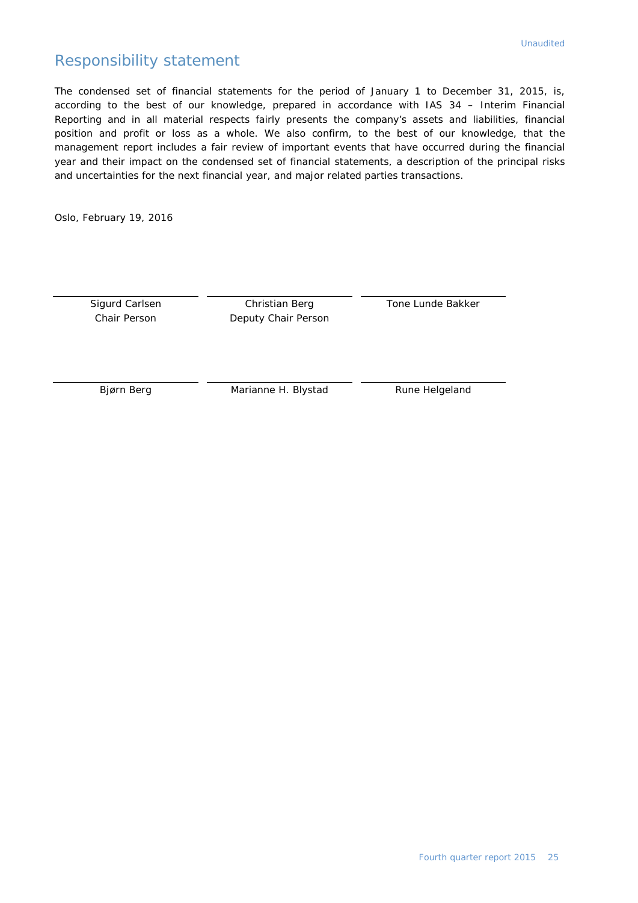Unaudited

# Responsibility statement

The condensed set of financial statements for the period of January 1 to December 31, 2015, is, according to the best of our knowledge, prepared in accordance with IAS 34 – Interim Financial Reporting and in all material respects fairly presents the company's assets and liabilities, financial position and profit or loss as a whole. We also confirm, to the best of our knowledge, that the management report includes a fair review of important events that have occurred during the financial year and their impact on the condensed set of financial statements, a description of the principal risks and uncertainties for the next financial year, and major related parties transactions.

Oslo, February 19, 2016

| | | |
|---|---|---|
| Sigurd Carlsen<br>Chair Person | Christian Berg<br>Deputy Chair Person | Tone Lunde Bakker |
| Bjørn Berg | Marianne H. Blystad | Rune Helgeland |